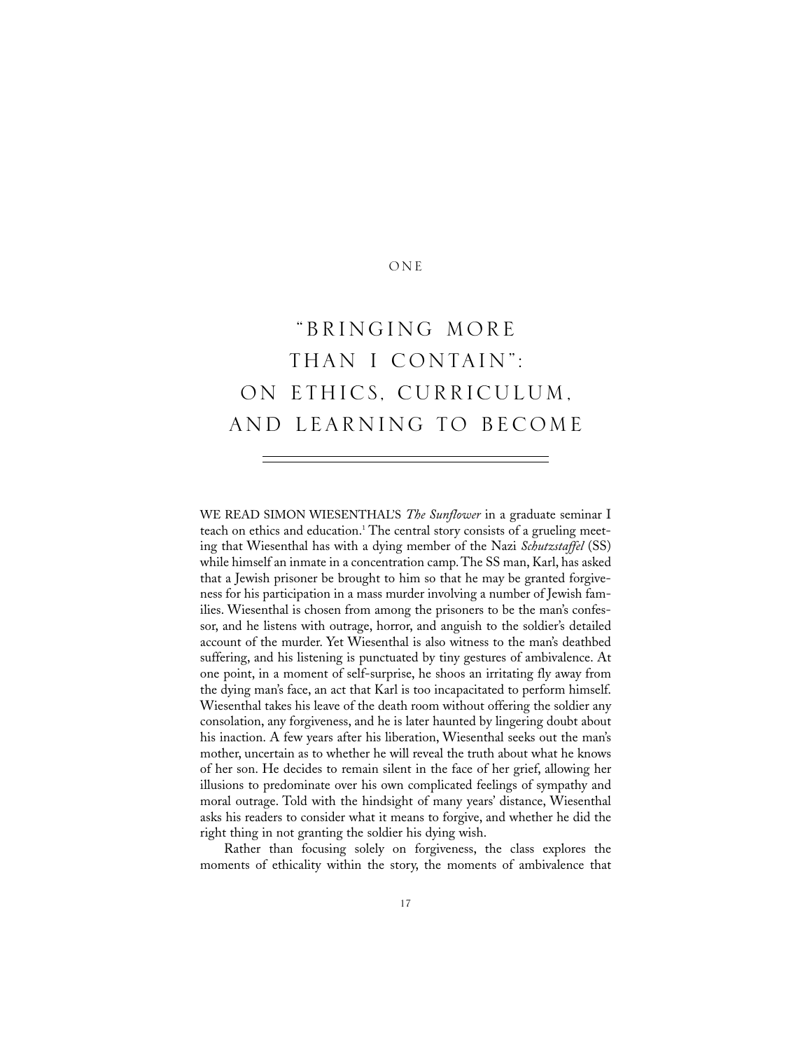ONE

# "BRINGING MORE THAN I CONTAIN": ON ETHICS, CURRICULUM, AND LEARNING TO BECOME

WE READ SIMON WIESENTHAL'S *The Sunflower* in a graduate seminar I teach on ethics and education.[1] The central story consists of a grueling meeting that Wiesenthal has with a dying member of the Nazi *Schutzstaffel* (SS) while himself an inmate in a concentration camp. The SS man, Karl, has asked that a Jewish prisoner be brought to him so that he may be granted forgiveness for his participation in a mass murder involving a number of Jewish families. Wiesenthal is chosen from among the prisoners to be the man's confessor, and he listens with outrage, horror, and anguish to the soldier's detailed account of the murder. Yet Wiesenthal is also witness to the man's deathbed suffering, and his listening is punctuated by tiny gestures of ambivalence. At one point, in a moment of self-surprise, he shoos an irritating fly away from the dying man's face, an act that Karl is too incapacitated to perform himself. Wiesenthal takes his leave of the death room without offering the soldier any consolation, any forgiveness, and he is later haunted by lingering doubt about his inaction. A few years after his liberation, Wiesenthal seeks out the man's mother, uncertain as to whether he will reveal the truth about what he knows of her son. He decides to remain silent in the face of her grief, allowing her illusions to predominate over his own complicated feelings of sympathy and moral outrage. Told with the hindsight of many years' distance, Wiesenthal asks his readers to consider what it means to forgive, and whether he did the right thing in not granting the soldier his dying wish.

Rather than focusing solely on forgiveness, the class explores the moments of ethicality within the story, the moments of ambivalence that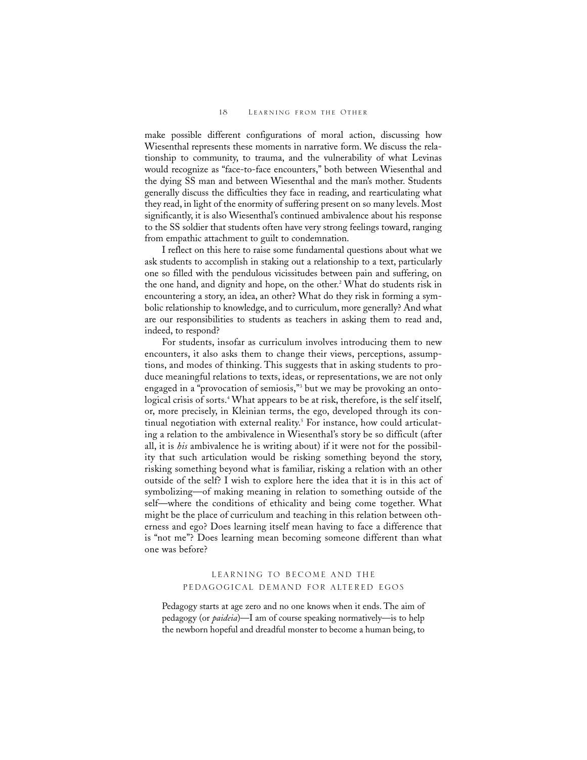make possible different configurations of moral action, discussing how Wiesenthal represents these moments in narrative form. We discuss the relationship to community, to trauma, and the vulnerability of what Levinas would recognize as "face-to-face encounters," both between Wiesenthal and the dying SS man and between Wiesenthal and the man's mother. Students generally discuss the difficulties they face in reading, and rearticulating what they read, in light of the enormity of suffering present on so many levels. Most significantly, it is also Wiesenthal's continued ambivalence about his response to the SS soldier that students often have very strong feelings toward, ranging from empathic attachment to guilt to condemnation.

I reflect on this here to raise some fundamental questions about what we ask students to accomplish in staking out a relationship to a text, particularly one so filled with the pendulous vicissitudes between pain and suffering, on the one hand, and dignity and hope, on the other.[2] What do students risk in encountering a story, an idea, an other? What do they risk in forming a symbolic relationship to knowledge, and to curriculum, more generally? And what are our responsibilities to students as teachers in asking them to read and, indeed, to respond?

For students, insofar as curriculum involves introducing them to new encounters, it also asks them to change their views, perceptions, assumptions, and modes of thinking. This suggests that in asking students to produce meaningful relations to texts, ideas, or representations, we are not only engaged in a "provocation of semiosis,"[3] but we may be provoking an ontological crisis of sorts.[4] What appears to be at risk, therefore, is the self itself, or, more precisely, in Kleinian terms, the ego, developed through its continual negotiation with external reality.[5] For instance, how could articulating a relation to the ambivalence in Wiesenthal's story be so difficult (after all, it is *his* ambivalence he is writing about) if it were not for the possibility that such articulation would be risking something beyond the story, risking something beyond what is familiar, risking a relation with an other outside of the self? I wish to explore here the idea that it is in this act of symbolizing—of making meaning in relation to something outside of the self—where the conditions of ethicality and being come together. What might be the place of curriculum and teaching in this relation between otherness and ego? Does learning itself mean having to face a difference that is "not me"? Does learning mean becoming someone different than what one was before?

## LEARNING TO BECOME AND THE PEDAGOGICAL DEMAND FOR ALTERED EGOS

> Pedagogy starts at age zero and no one knows when it ends. The aim of pedagogy (or *paideia*)—I am of course speaking normatively—is to help the newborn hopeful and dreadful monster to become a human being, to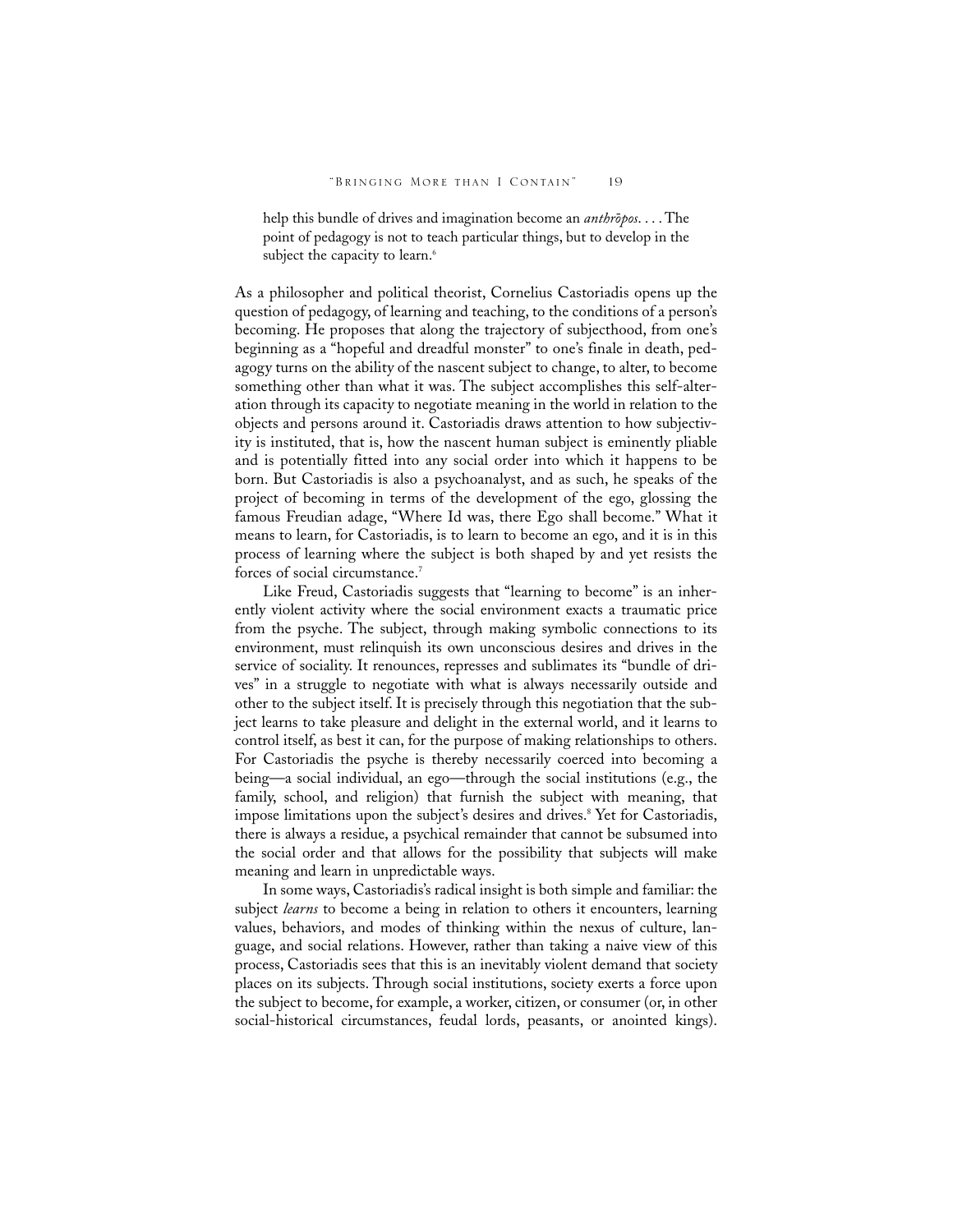> help this bundle of drives and imagination become an *anthrōpos*. . . . The point of pedagogy is not to teach particular things, but to develop in the subject the capacity to learn.[6]

As a philosopher and political theorist, Cornelius Castoriadis opens up the question of pedagogy, of learning and teaching, to the conditions of a person's becoming. He proposes that along the trajectory of subjecthood, from one's beginning as a "hopeful and dreadful monster" to one's finale in death, pedagogy turns on the ability of the nascent subject to change, to alter, to become something other than what it was. The subject accomplishes this self-alteration through its capacity to negotiate meaning in the world in relation to the objects and persons around it. Castoriadis draws attention to how subjectivity is instituted, that is, how the nascent human subject is eminently pliable and is potentially fitted into any social order into which it happens to be born. But Castoriadis is also a psychoanalyst, and as such, he speaks of the project of becoming in terms of the development of the ego, glossing the famous Freudian adage, "Where Id was, there Ego shall become." What it means to learn, for Castoriadis, is to learn to become an ego, and it is in this process of learning where the subject is both shaped by and yet resists the forces of social circumstance.[7]

Like Freud, Castoriadis suggests that "learning to become" is an inherently violent activity where the social environment exacts a traumatic price from the psyche. The subject, through making symbolic connections to its environment, must relinquish its own unconscious desires and drives in the service of sociality. It renounces, represses and sublimates its "bundle of drives" in a struggle to negotiate with what is always necessarily outside and other to the subject itself. It is precisely through this negotiation that the subject learns to take pleasure and delight in the external world, and it learns to control itself, as best it can, for the purpose of making relationships to others. For Castoriadis the psyche is thereby necessarily coerced into becoming a being—a social individual, an ego—through the social institutions (e.g., the family, school, and religion) that furnish the subject with meaning, that impose limitations upon the subject's desires and drives.[8] Yet for Castoriadis, there is always a residue, a psychical remainder that cannot be subsumed into the social order and that allows for the possibility that subjects will make meaning and learn in unpredictable ways.

In some ways, Castoriadis's radical insight is both simple and familiar: the subject *learns* to become a being in relation to others it encounters, learning values, behaviors, and modes of thinking within the nexus of culture, language, and social relations. However, rather than taking a naive view of this process, Castoriadis sees that this is an inevitably violent demand that society places on its subjects. Through social institutions, society exerts a force upon the subject to become, for example, a worker, citizen, or consumer (or, in other social-historical circumstances, feudal lords, peasants, or anointed kings).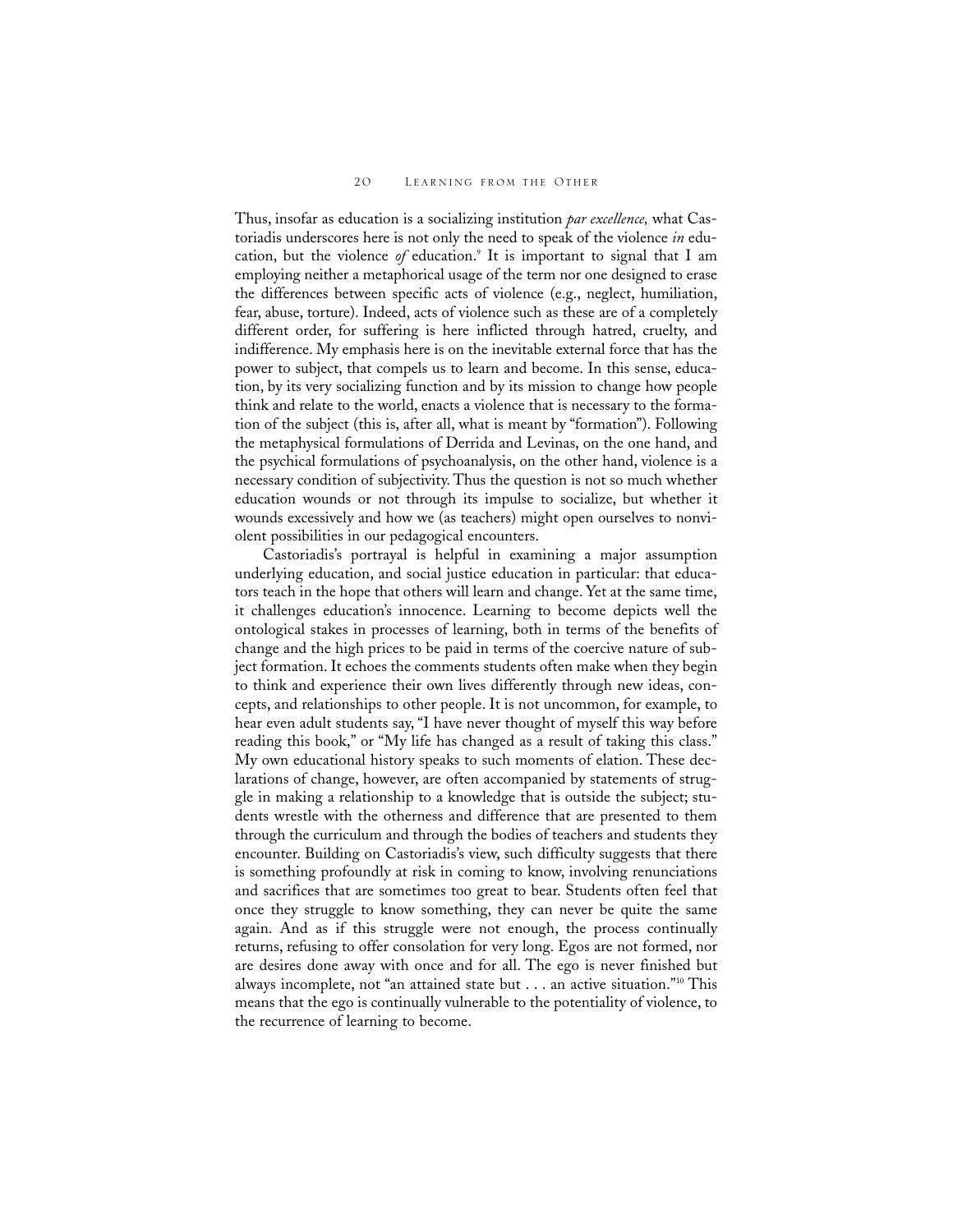Thus, insofar as education is a socializing institution *par excellence,* what Castoriadis underscores here is not only the need to speak of the violence *in* education, but the violence *of* education.[9] It is important to signal that I am employing neither a metaphorical usage of the term nor one designed to erase the differences between specific acts of violence (e.g., neglect, humiliation, fear, abuse, torture). Indeed, acts of violence such as these are of a completely different order, for suffering is here inflicted through hatred, cruelty, and indifference. My emphasis here is on the inevitable external force that has the power to subject, that compels us to learn and become. In this sense, education, by its very socializing function and by its mission to change how people think and relate to the world, enacts a violence that is necessary to the formation of the subject (this is, after all, what is meant by "formation"). Following the metaphysical formulations of Derrida and Levinas, on the one hand, and the psychical formulations of psychoanalysis, on the other hand, violence is a necessary condition of subjectivity. Thus the question is not so much whether education wounds or not through its impulse to socialize, but whether it wounds excessively and how we (as teachers) might open ourselves to nonviolent possibilities in our pedagogical encounters.

Castoriadis's portrayal is helpful in examining a major assumption underlying education, and social justice education in particular: that educators teach in the hope that others will learn and change. Yet at the same time, it challenges education's innocence. Learning to become depicts well the ontological stakes in processes of learning, both in terms of the benefits of change and the high prices to be paid in terms of the coercive nature of subject formation. It echoes the comments students often make when they begin to think and experience their own lives differently through new ideas, concepts, and relationships to other people. It is not uncommon, for example, to hear even adult students say, "I have never thought of myself this way before reading this book," or "My life has changed as a result of taking this class." My own educational history speaks to such moments of elation. These declarations of change, however, are often accompanied by statements of struggle in making a relationship to a knowledge that is outside the subject; students wrestle with the otherness and difference that are presented to them through the curriculum and through the bodies of teachers and students they encounter. Building on Castoriadis's view, such difficulty suggests that there is something profoundly at risk in coming to know, involving renunciations and sacrifices that are sometimes too great to bear. Students often feel that once they struggle to know something, they can never be quite the same again. And as if this struggle were not enough, the process continually returns, refusing to offer consolation for very long. Egos are not formed, nor are desires done away with once and for all. The ego is never finished but always incomplete, not "an attained state but . . . an active situation."[10] This means that the ego is continually vulnerable to the potentiality of violence, to the recurrence of learning to become.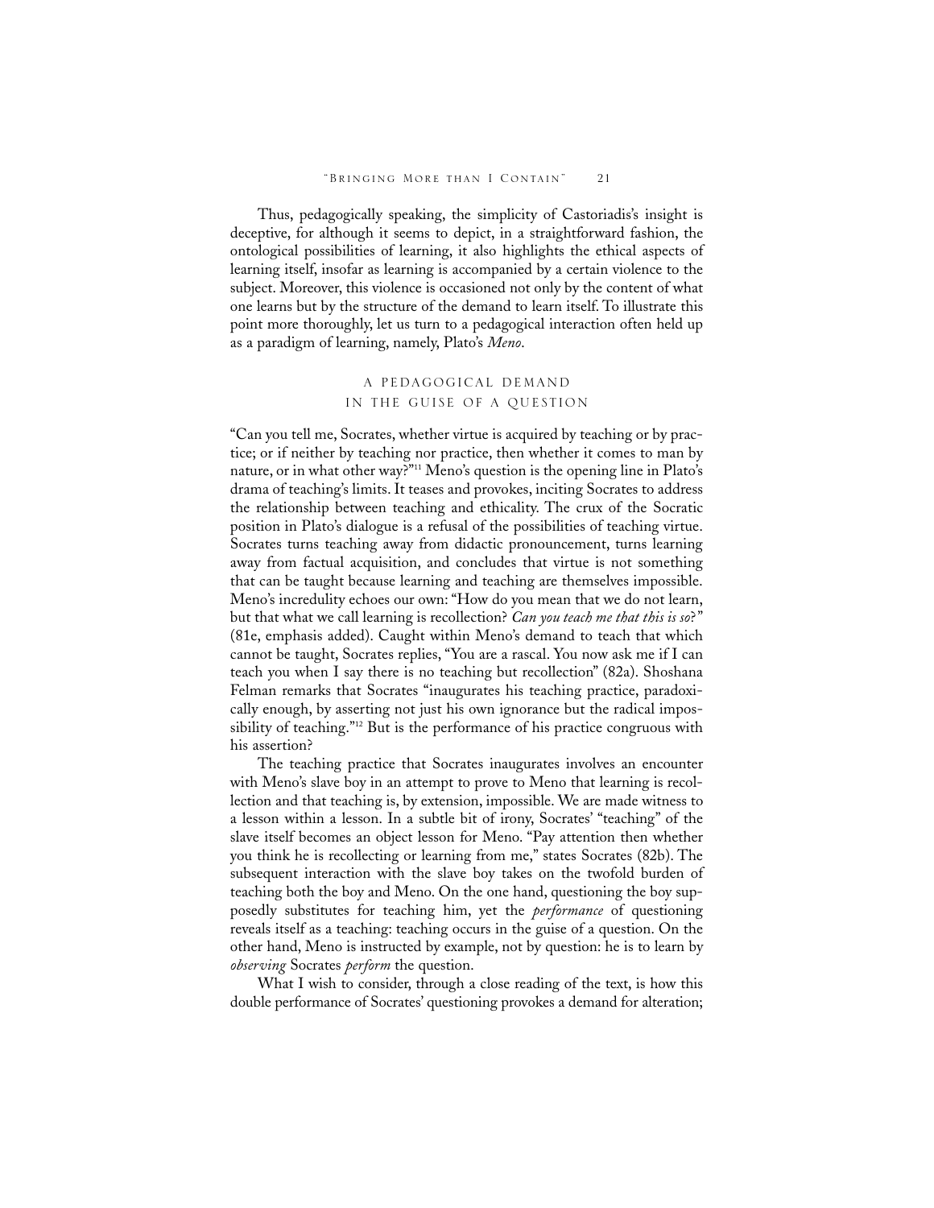Thus, pedagogically speaking, the simplicity of Castoriadis's insight is deceptive, for although it seems to depict, in a straightforward fashion, the ontological possibilities of learning, it also highlights the ethical aspects of learning itself, insofar as learning is accompanied by a certain violence to the subject. Moreover, this violence is occasioned not only by the content of what one learns but by the structure of the demand to learn itself. To illustrate this point more thoroughly, let us turn to a pedagogical interaction often held up as a paradigm of learning, namely, Plato's *Meno*.

## A PEDAGOGICAL DEMAND IN THE GUISE OF A QUESTION

"Can you tell me, Socrates, whether virtue is acquired by teaching or by practice; or if neither by teaching nor practice, then whether it comes to man by nature, or in what other way?"[11] Meno's question is the opening line in Plato's drama of teaching's limits. It teases and provokes, inciting Socrates to address the relationship between teaching and ethicality. The crux of the Socratic position in Plato's dialogue is a refusal of the possibilities of teaching virtue. Socrates turns teaching away from didactic pronouncement, turns learning away from factual acquisition, and concludes that virtue is not something that can be taught because learning and teaching are themselves impossible. Meno's incredulity echoes our own: "How do you mean that we do not learn, but that what we call learning is recollection? *Can you teach me that this is so*?" (81e, emphasis added). Caught within Meno's demand to teach that which cannot be taught, Socrates replies, "You are a rascal. You now ask me if I can teach you when I say there is no teaching but recollection" (82a). Shoshana Felman remarks that Socrates "inaugurates his teaching practice, paradoxically enough, by asserting not just his own ignorance but the radical impossibility of teaching."[12] But is the performance of his practice congruous with his assertion?

The teaching practice that Socrates inaugurates involves an encounter with Meno's slave boy in an attempt to prove to Meno that learning is recollection and that teaching is, by extension, impossible. We are made witness to a lesson within a lesson. In a subtle bit of irony, Socrates' "teaching" of the slave itself becomes an object lesson for Meno. "Pay attention then whether you think he is recollecting or learning from me," states Socrates (82b). The subsequent interaction with the slave boy takes on the twofold burden of teaching both the boy and Meno. On the one hand, questioning the boy supposedly substitutes for teaching him, yet the *performance* of questioning reveals itself as a teaching: teaching occurs in the guise of a question. On the other hand, Meno is instructed by example, not by question: he is to learn by *observing* Socrates *perform* the question.

What I wish to consider, through a close reading of the text, is how this double performance of Socrates' questioning provokes a demand for alteration;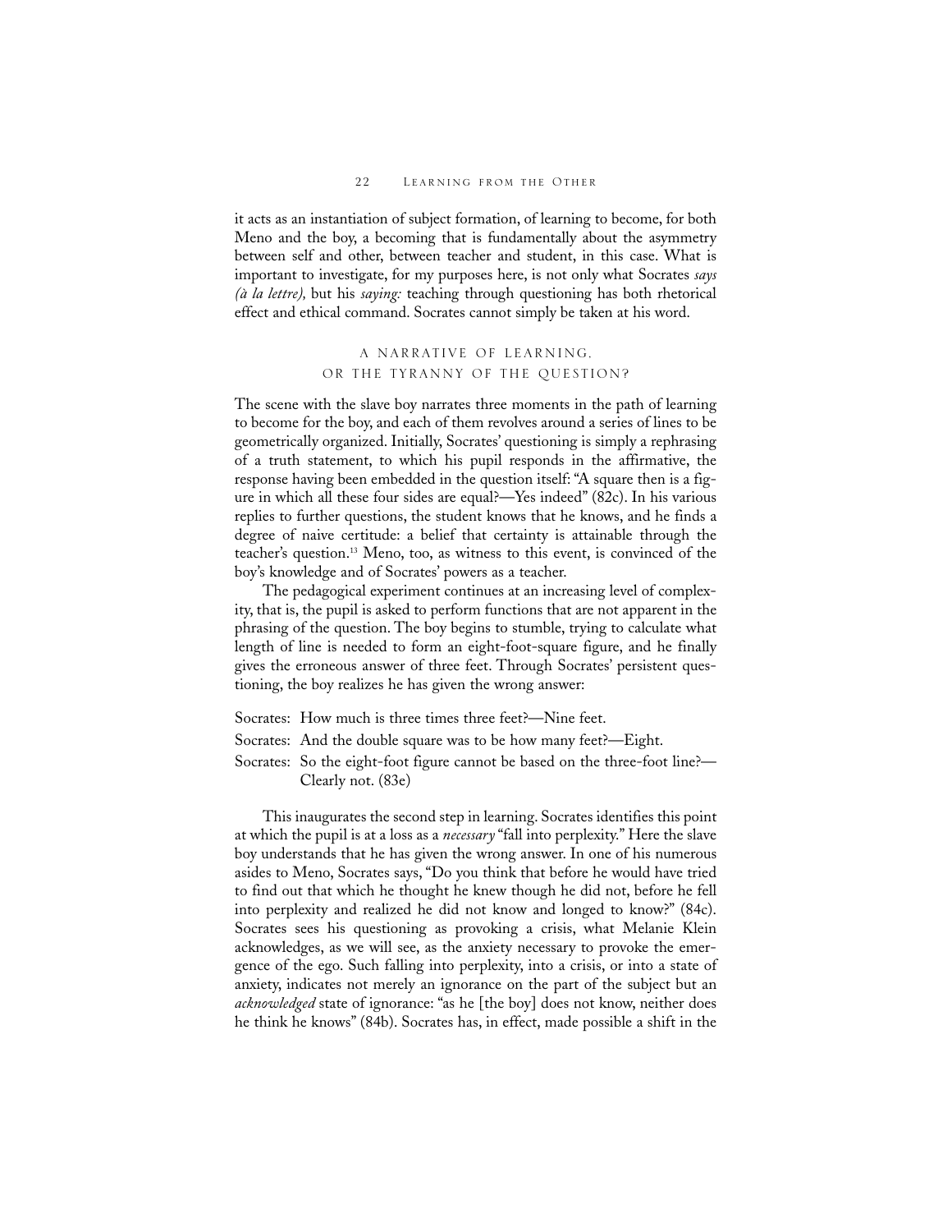it acts as an instantiation of subject formation, of learning to become, for both Meno and the boy, a becoming that is fundamentally about the asymmetry between self and other, between teacher and student, in this case. What is important to investigate, for my purposes here, is not only what Socrates *says (à la lettre),* but his *saying:* teaching through questioning has both rhetorical effect and ethical command. Socrates cannot simply be taken at his word.

## A NARRATIVE OF LEARNING, OR THE TYRANNY OF THE QUESTION?

The scene with the slave boy narrates three moments in the path of learning to become for the boy, and each of them revolves around a series of lines to be geometrically organized. Initially, Socrates' questioning is simply a rephrasing of a truth statement, to which his pupil responds in the affirmative, the response having been embedded in the question itself: "A square then is a figure in which all these four sides are equal?—Yes indeed" (82c). In his various replies to further questions, the student knows that he knows, and he finds a degree of naive certitude: a belief that certainty is attainable through the teacher's question.[13] Meno, too, as witness to this event, is convinced of the boy's knowledge and of Socrates' powers as a teacher.

The pedagogical experiment continues at an increasing level of complexity, that is, the pupil is asked to perform functions that are not apparent in the phrasing of the question. The boy begins to stumble, trying to calculate what length of line is needed to form an eight-foot-square figure, and he finally gives the erroneous answer of three feet. Through Socrates' persistent questioning, the boy realizes he has given the wrong answer:

Socrates: How much is three times three feet?—Nine feet.
Socrates: And the double square was to be how many feet?—Eight.
Socrates: So the eight-foot figure cannot be based on the three-foot line?—Clearly not. (83e)

This inaugurates the second step in learning. Socrates identifies this point at which the pupil is at a loss as a *necessary* "fall into perplexity." Here the slave boy understands that he has given the wrong answer. In one of his numerous asides to Meno, Socrates says, "Do you think that before he would have tried to find out that which he thought he knew though he did not, before he fell into perplexity and realized he did not know and longed to know?" (84c). Socrates sees his questioning as provoking a crisis, what Melanie Klein acknowledges, as we will see, as the anxiety necessary to provoke the emergence of the ego. Such falling into perplexity, into a crisis, or into a state of anxiety, indicates not merely an ignorance on the part of the subject but an *acknowledged* state of ignorance: "as he [the boy] does not know, neither does he think he knows" (84b). Socrates has, in effect, made possible a shift in the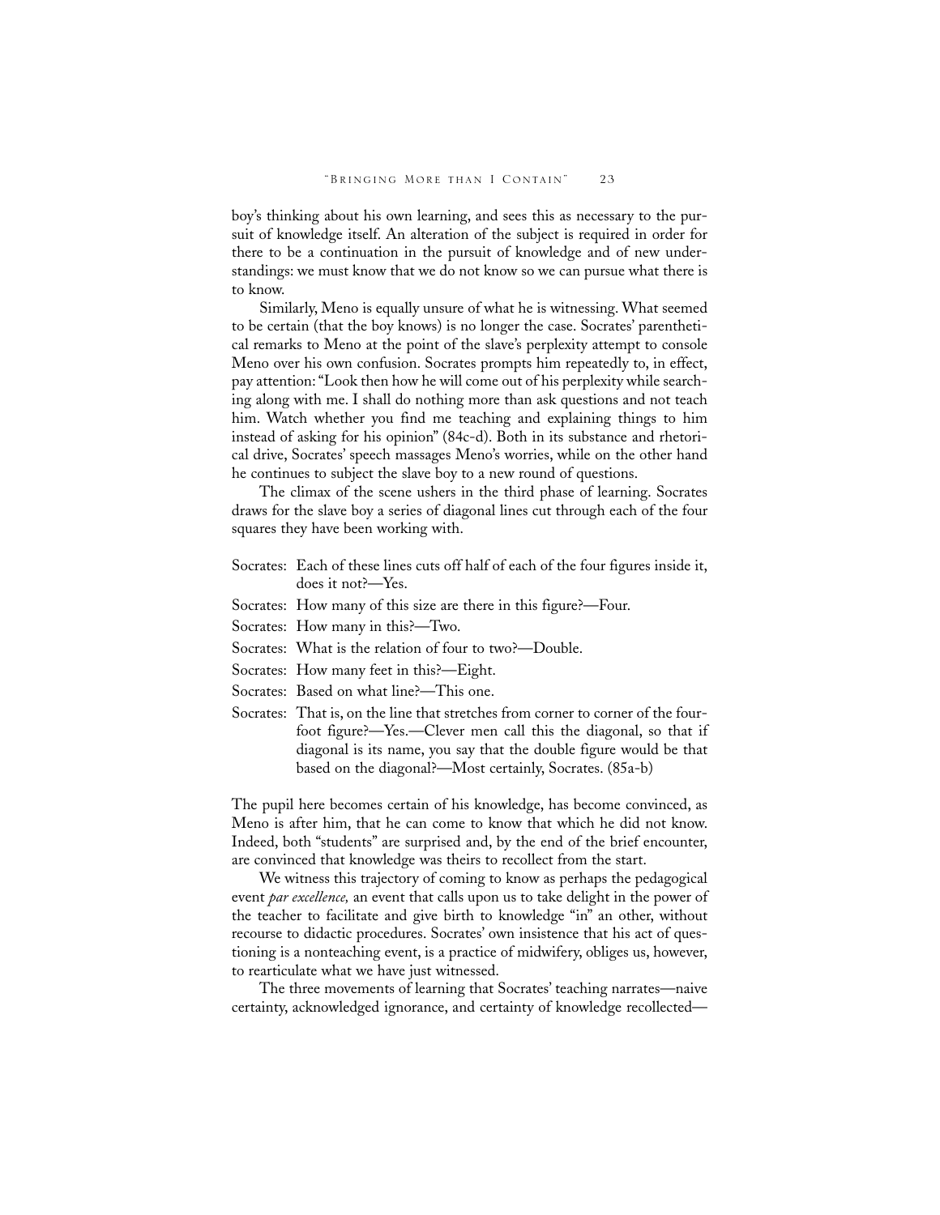boy's thinking about his own learning, and sees this as necessary to the pursuit of knowledge itself. An alteration of the subject is required in order for there to be a continuation in the pursuit of knowledge and of new understandings: we must know that we do not know so we can pursue what there is to know.

Similarly, Meno is equally unsure of what he is witnessing. What seemed to be certain (that the boy knows) is no longer the case. Socrates' parenthetical remarks to Meno at the point of the slave's perplexity attempt to console Meno over his own confusion. Socrates prompts him repeatedly to, in effect, pay attention: "Look then how he will come out of his perplexity while searching along with me. I shall do nothing more than ask questions and not teach him. Watch whether you find me teaching and explaining things to him instead of asking for his opinion" (84c-d). Both in its substance and rhetorical drive, Socrates' speech massages Meno's worries, while on the other hand he continues to subject the slave boy to a new round of questions.

The climax of the scene ushers in the third phase of learning. Socrates draws for the slave boy a series of diagonal lines cut through each of the four squares they have been working with.

> Socrates: Each of these lines cuts off half of each of the four figures inside it, does it not?—Yes.
>
> Socrates: How many of this size are there in this figure?—Four.
>
> Socrates: How many in this?—Two.
>
> Socrates: What is the relation of four to two?—Double.
>
> Socrates: How many feet in this?—Eight.
>
> Socrates: Based on what line?—This one.
>
> Socrates: That is, on the line that stretches from corner to corner of the four-foot figure?—Yes.—Clever men call this the diagonal, so that if diagonal is its name, you say that the double figure would be that based on the diagonal?—Most certainly, Socrates. (85a-b)

The pupil here becomes certain of his knowledge, has become convinced, as Meno is after him, that he can come to know that which he did not know. Indeed, both "students" are surprised and, by the end of the brief encounter, are convinced that knowledge was theirs to recollect from the start.

We witness this trajectory of coming to know as perhaps the pedagogical event *par excellence,* an event that calls upon us to take delight in the power of the teacher to facilitate and give birth to knowledge "in" an other, without recourse to didactic procedures. Socrates' own insistence that his act of questioning is a nonteaching event, is a practice of midwifery, obliges us, however, to rearticulate what we have just witnessed.

The three movements of learning that Socrates' teaching narrates—naive certainty, acknowledged ignorance, and certainty of knowledge recollected—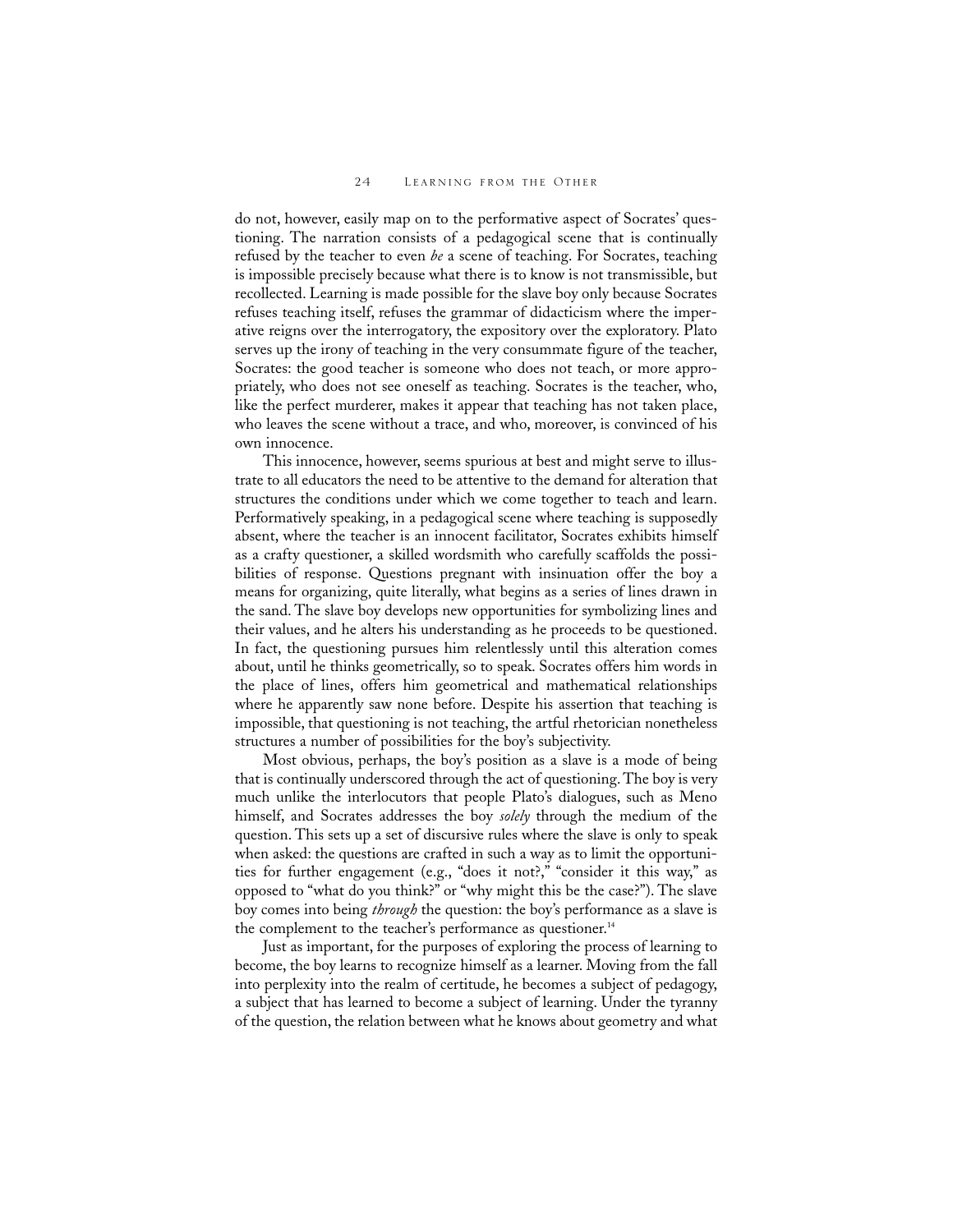do not, however, easily map on to the performative aspect of Socrates' questioning. The narration consists of a pedagogical scene that is continually refused by the teacher to even *be* a scene of teaching. For Socrates, teaching is impossible precisely because what there is to know is not transmissible, but recollected. Learning is made possible for the slave boy only because Socrates refuses teaching itself, refuses the grammar of didacticism where the imperative reigns over the interrogatory, the expository over the exploratory. Plato serves up the irony of teaching in the very consummate figure of the teacher, Socrates: the good teacher is someone who does not teach, or more appropriately, who does not see oneself as teaching. Socrates is the teacher, who, like the perfect murderer, makes it appear that teaching has not taken place, who leaves the scene without a trace, and who, moreover, is convinced of his own innocence.

This innocence, however, seems spurious at best and might serve to illustrate to all educators the need to be attentive to the demand for alteration that structures the conditions under which we come together to teach and learn. Performatively speaking, in a pedagogical scene where teaching is supposedly absent, where the teacher is an innocent facilitator, Socrates exhibits himself as a crafty questioner, a skilled wordsmith who carefully scaffolds the possibilities of response. Questions pregnant with insinuation offer the boy a means for organizing, quite literally, what begins as a series of lines drawn in the sand. The slave boy develops new opportunities for symbolizing lines and their values, and he alters his understanding as he proceeds to be questioned. In fact, the questioning pursues him relentlessly until this alteration comes about, until he thinks geometrically, so to speak. Socrates offers him words in the place of lines, offers him geometrical and mathematical relationships where he apparently saw none before. Despite his assertion that teaching is impossible, that questioning is not teaching, the artful rhetorician nonetheless structures a number of possibilities for the boy's subjectivity.

Most obvious, perhaps, the boy's position as a slave is a mode of being that is continually underscored through the act of questioning. The boy is very much unlike the interlocutors that people Plato's dialogues, such as Meno himself, and Socrates addresses the boy *solely* through the medium of the question. This sets up a set of discursive rules where the slave is only to speak when asked: the questions are crafted in such a way as to limit the opportunities for further engagement (e.g., "does it not?," "consider it this way," as opposed to "what do you think?" or "why might this be the case?"). The slave boy comes into being *through* the question: the boy's performance as a slave is the complement to the teacher's performance as questioner.[14]

Just as important, for the purposes of exploring the process of learning to become, the boy learns to recognize himself as a learner. Moving from the fall into perplexity into the realm of certitude, he becomes a subject of pedagogy, a subject that has learned to become a subject of learning. Under the tyranny of the question, the relation between what he knows about geometry and what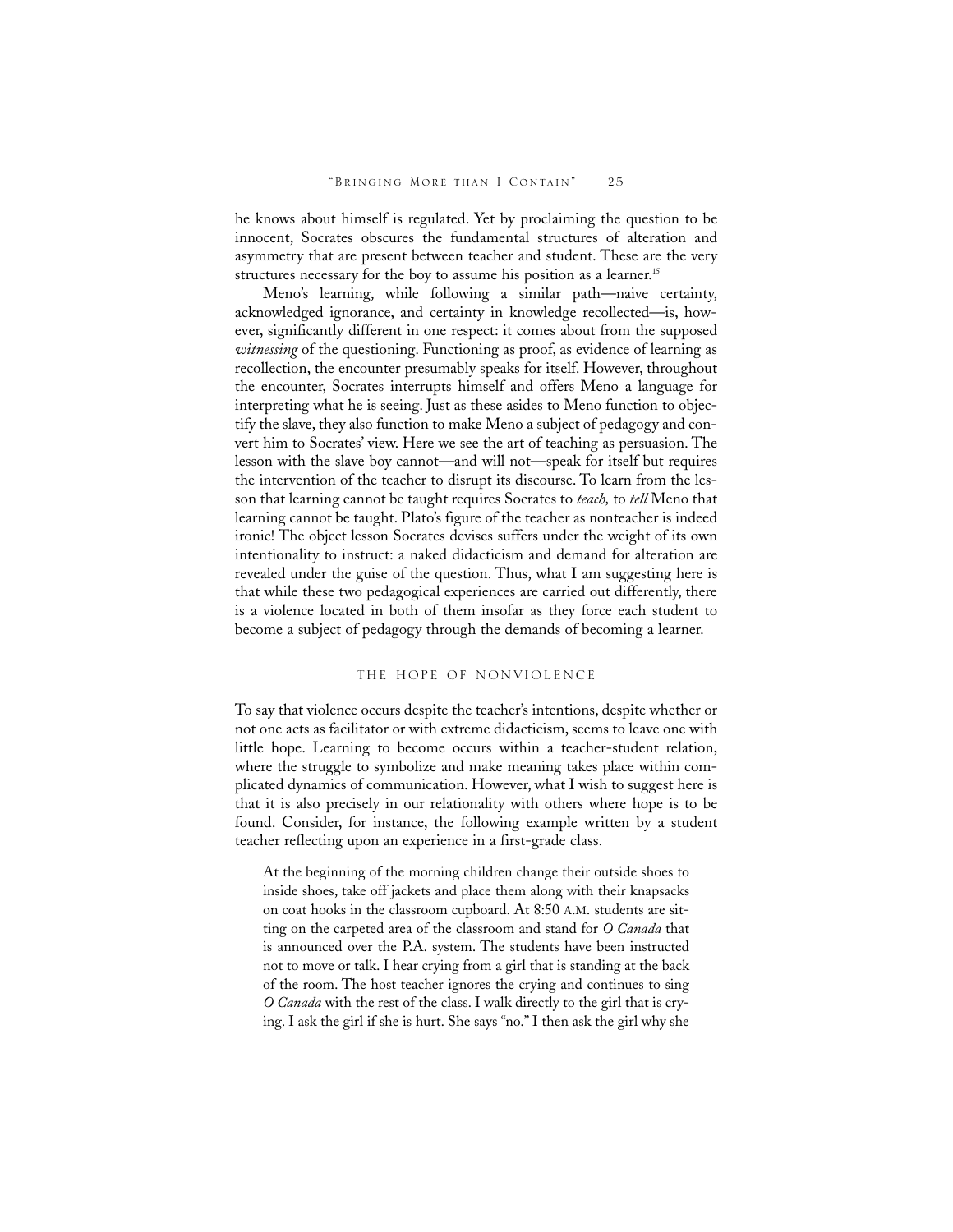he knows about himself is regulated. Yet by proclaiming the question to be innocent, Socrates obscures the fundamental structures of alteration and asymmetry that are present between teacher and student. These are the very structures necessary for the boy to assume his position as a learner.[15]

Meno's learning, while following a similar path—naive certainty, acknowledged ignorance, and certainty in knowledge recollected—is, however, significantly different in one respect: it comes about from the supposed *witnessing* of the questioning. Functioning as proof, as evidence of learning as recollection, the encounter presumably speaks for itself. However, throughout the encounter, Socrates interrupts himself and offers Meno a language for interpreting what he is seeing. Just as these asides to Meno function to objectify the slave, they also function to make Meno a subject of pedagogy and convert him to Socrates' view. Here we see the art of teaching as persuasion. The lesson with the slave boy cannot—and will not—speak for itself but requires the intervention of the teacher to disrupt its discourse. To learn from the lesson that learning cannot be taught requires Socrates to *teach,* to *tell* Meno that learning cannot be taught. Plato's figure of the teacher as nonteacher is indeed ironic! The object lesson Socrates devises suffers under the weight of its own intentionality to instruct: a naked didacticism and demand for alteration are revealed under the guise of the question. Thus, what I am suggesting here is that while these two pedagogical experiences are carried out differently, there is a violence located in both of them insofar as they force each student to become a subject of pedagogy through the demands of becoming a learner.

## THE HOPE OF NONVIOLENCE

To say that violence occurs despite the teacher's intentions, despite whether or not one acts as facilitator or with extreme didacticism, seems to leave one with little hope. Learning to become occurs within a teacher-student relation, where the struggle to symbolize and make meaning takes place within complicated dynamics of communication. However, what I wish to suggest here is that it is also precisely in our relationality with others where hope is to be found. Consider, for instance, the following example written by a student teacher reflecting upon an experience in a first-grade class.

> At the beginning of the morning children change their outside shoes to inside shoes, take off jackets and place them along with their knapsacks on coat hooks in the classroom cupboard. At 8:50 A.M. students are sitting on the carpeted area of the classroom and stand for *O Canada* that is announced over the P.A. system. The students have been instructed not to move or talk. I hear crying from a girl that is standing at the back of the room. The host teacher ignores the crying and continues to sing *O Canada* with the rest of the class. I walk directly to the girl that is crying. I ask the girl if she is hurt. She says "no." I then ask the girl why she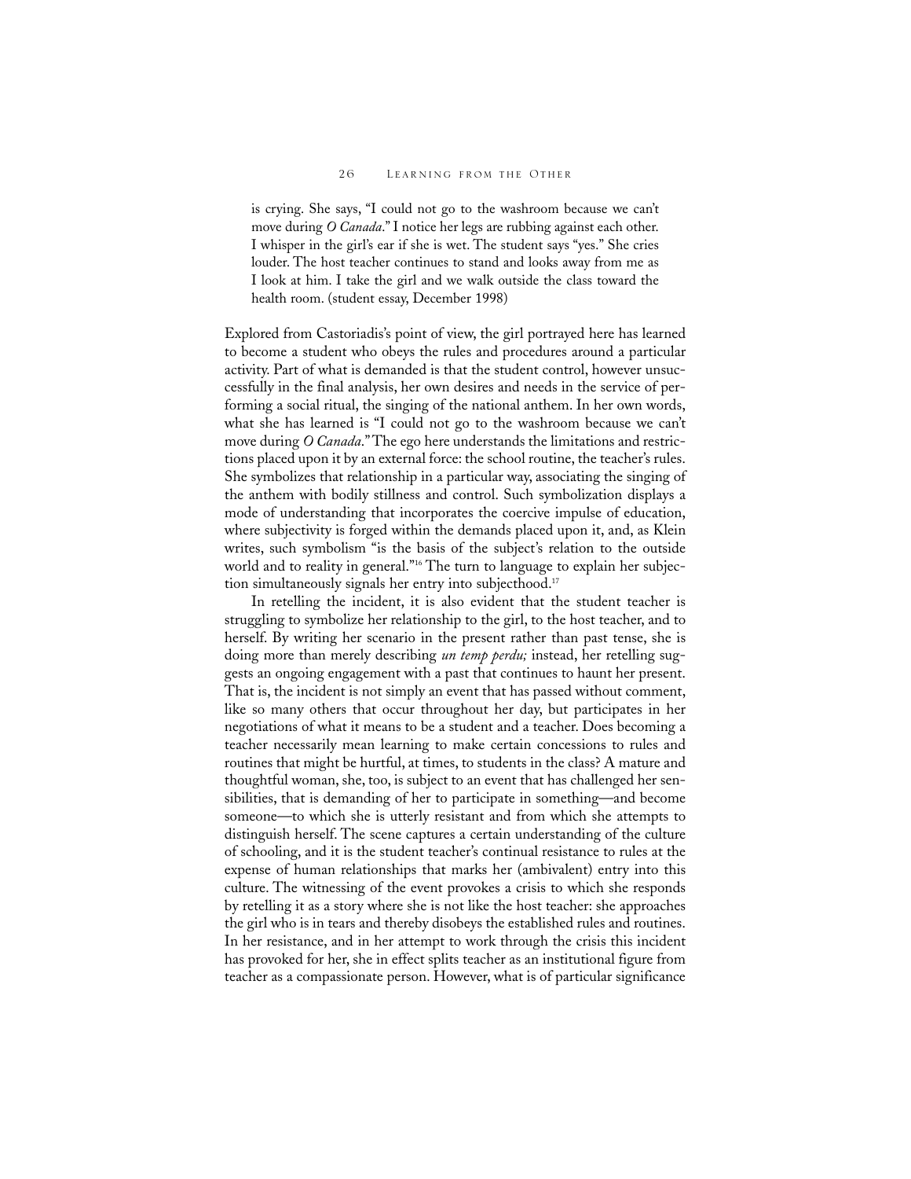> is crying. She says, "I could not go to the washroom because we can't move during *O Canada*." I notice her legs are rubbing against each other. I whisper in the girl's ear if she is wet. The student says "yes." She cries louder. The host teacher continues to stand and looks away from me as I look at him. I take the girl and we walk outside the class toward the health room. (student essay, December 1998)

Explored from Castoriadis's point of view, the girl portrayed here has learned to become a student who obeys the rules and procedures around a particular activity. Part of what is demanded is that the student control, however unsuccessfully in the final analysis, her own desires and needs in the service of performing a social ritual, the singing of the national anthem. In her own words, what she has learned is "I could not go to the washroom because we can't move during *O Canada*." The ego here understands the limitations and restrictions placed upon it by an external force: the school routine, the teacher's rules. She symbolizes that relationship in a particular way, associating the singing of the anthem with bodily stillness and control. Such symbolization displays a mode of understanding that incorporates the coercive impulse of education, where subjectivity is forged within the demands placed upon it, and, as Klein writes, such symbolism "is the basis of the subject's relation to the outside world and to reality in general."[16] The turn to language to explain her subjection simultaneously signals her entry into subjecthood.[17]

In retelling the incident, it is also evident that the student teacher is struggling to symbolize her relationship to the girl, to the host teacher, and to herself. By writing her scenario in the present rather than past tense, she is doing more than merely describing *un temp perdu;* instead, her retelling suggests an ongoing engagement with a past that continues to haunt her present. That is, the incident is not simply an event that has passed without comment, like so many others that occur throughout her day, but participates in her negotiations of what it means to be a student and a teacher. Does becoming a teacher necessarily mean learning to make certain concessions to rules and routines that might be hurtful, at times, to students in the class? A mature and thoughtful woman, she, too, is subject to an event that has challenged her sensibilities, that is demanding of her to participate in something—and become someone—to which she is utterly resistant and from which she attempts to distinguish herself. The scene captures a certain understanding of the culture of schooling, and it is the student teacher's continual resistance to rules at the expense of human relationships that marks her (ambivalent) entry into this culture. The witnessing of the event provokes a crisis to which she responds by retelling it as a story where she is not like the host teacher: she approaches the girl who is in tears and thereby disobeys the established rules and routines. In her resistance, and in her attempt to work through the crisis this incident has provoked for her, she in effect splits teacher as an institutional figure from teacher as a compassionate person. However, what is of particular significance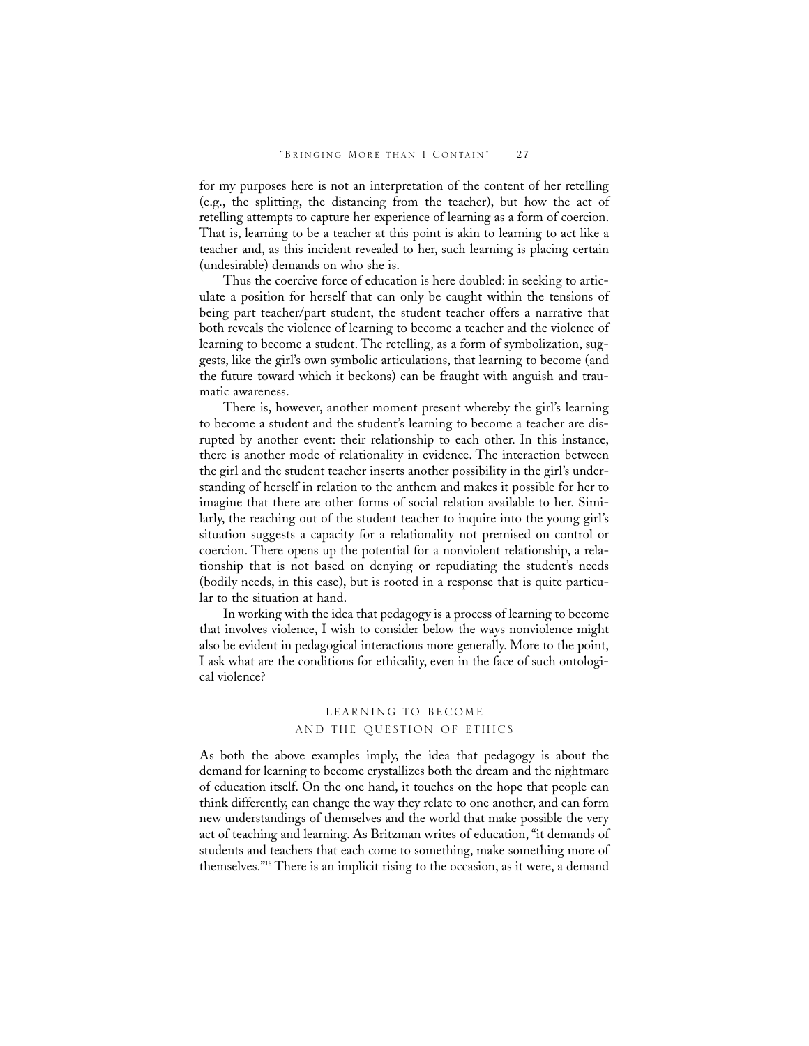for my purposes here is not an interpretation of the content of her retelling (e.g., the splitting, the distancing from the teacher), but how the act of retelling attempts to capture her experience of learning as a form of coercion. That is, learning to be a teacher at this point is akin to learning to act like a teacher and, as this incident revealed to her, such learning is placing certain (undesirable) demands on who she is.

Thus the coercive force of education is here doubled: in seeking to articulate a position for herself that can only be caught within the tensions of being part teacher/part student, the student teacher offers a narrative that both reveals the violence of learning to become a teacher and the violence of learning to become a student. The retelling, as a form of symbolization, suggests, like the girl's own symbolic articulations, that learning to become (and the future toward which it beckons) can be fraught with anguish and traumatic awareness.

There is, however, another moment present whereby the girl's learning to become a student and the student's learning to become a teacher are disrupted by another event: their relationship to each other. In this instance, there is another mode of relationality in evidence. The interaction between the girl and the student teacher inserts another possibility in the girl's understanding of herself in relation to the anthem and makes it possible for her to imagine that there are other forms of social relation available to her. Similarly, the reaching out of the student teacher to inquire into the young girl's situation suggests a capacity for a relationality not premised on control or coercion. There opens up the potential for a nonviolent relationship, a relationship that is not based on denying or repudiating the student's needs (bodily needs, in this case), but is rooted in a response that is quite particular to the situation at hand.

In working with the idea that pedagogy is a process of learning to become that involves violence, I wish to consider below the ways nonviolence might also be evident in pedagogical interactions more generally. More to the point, I ask what are the conditions for ethicality, even in the face of such ontological violence?

## LEARNING TO BECOME AND THE QUESTION OF ETHICS

As both the above examples imply, the idea that pedagogy is about the demand for learning to become crystallizes both the dream and the nightmare of education itself. On the one hand, it touches on the hope that people can think differently, can change the way they relate to one another, and can form new understandings of themselves and the world that make possible the very act of teaching and learning. As Britzman writes of education, "it demands of students and teachers that each come to something, make something more of themselves."[18] There is an implicit rising to the occasion, as it were, a demand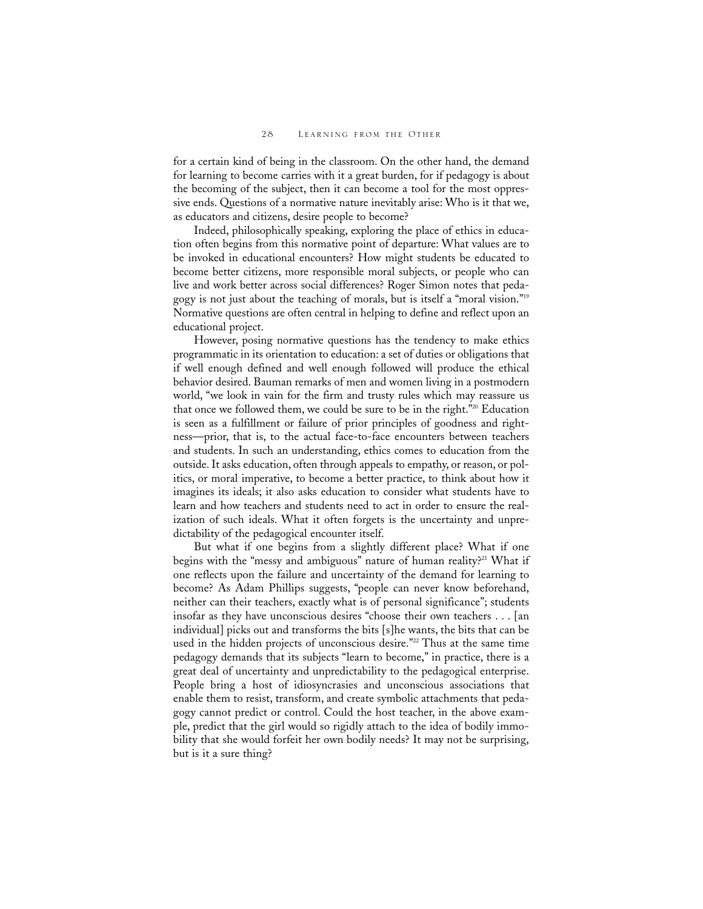for a certain kind of being in the classroom. On the other hand, the demand for learning to become carries with it a great burden, for if pedagogy is about the becoming of the subject, then it can become a tool for the most oppressive ends. Questions of a normative nature inevitably arise: Who is it that we, as educators and citizens, desire people to become?

Indeed, philosophically speaking, exploring the place of ethics in education often begins from this normative point of departure: What values are to be invoked in educational encounters? How might students be educated to become better citizens, more responsible moral subjects, or people who can live and work better across social differences? Roger Simon notes that pedagogy is not just about the teaching of morals, but is itself a "moral vision."[19] Normative questions are often central in helping to define and reflect upon an educational project.

However, posing normative questions has the tendency to make ethics programmatic in its orientation to education: a set of duties or obligations that if well enough defined and well enough followed will produce the ethical behavior desired. Bauman remarks of men and women living in a postmodern world, "we look in vain for the firm and trusty rules which may reassure us that once we followed them, we could be sure to be in the right."[20] Education is seen as a fulfillment or failure of prior principles of goodness and rightness—prior, that is, to the actual face-to-face encounters between teachers and students. In such an understanding, ethics comes to education from the outside. It asks education, often through appeals to empathy, or reason, or politics, or moral imperative, to become a better practice, to think about how it imagines its ideals; it also asks education to consider what students have to learn and how teachers and students need to act in order to ensure the realization of such ideals. What it often forgets is the uncertainty and unpredictability of the pedagogical encounter itself.

But what if one begins from a slightly different place? What if one begins with the "messy and ambiguous" nature of human reality?[21] What if one reflects upon the failure and uncertainty of the demand for learning to become? As Adam Phillips suggests, "people can never know beforehand, neither can their teachers, exactly what is of personal significance"; students insofar as they have unconscious desires "choose their own teachers . . . [an individual] picks out and transforms the bits [s]he wants, the bits that can be used in the hidden projects of unconscious desire."[22] Thus at the same time pedagogy demands that its subjects "learn to become," in practice, there is a great deal of uncertainty and unpredictability to the pedagogical enterprise. People bring a host of idiosyncrasies and unconscious associations that enable them to resist, transform, and create symbolic attachments that pedagogy cannot predict or control. Could the host teacher, in the above example, predict that the girl would so rigidly attach to the idea of bodily immobility that she would forfeit her own bodily needs? It may not be surprising, but is it a sure thing?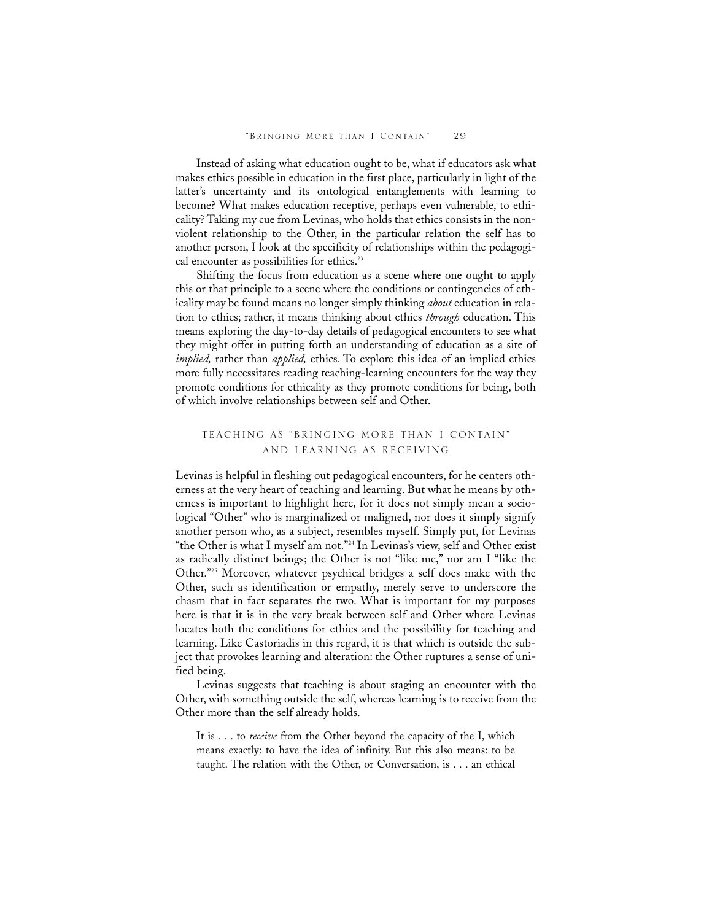Instead of asking what education ought to be, what if educators ask what makes ethics possible in education in the first place, particularly in light of the latter's uncertainty and its ontological entanglements with learning to become? What makes education receptive, perhaps even vulnerable, to ethicality? Taking my cue from Levinas, who holds that ethics consists in the nonviolent relationship to the Other, in the particular relation the self has to another person, I look at the specificity of relationships within the pedagogical encounter as possibilities for ethics.[23]

Shifting the focus from education as a scene where one ought to apply this or that principle to a scene where the conditions or contingencies of ethicality may be found means no longer simply thinking *about* education in relation to ethics; rather, it means thinking about ethics *through* education. This means exploring the day-to-day details of pedagogical encounters to see what they might offer in putting forth an understanding of education as a site of *implied,* rather than *applied,* ethics. To explore this idea of an implied ethics more fully necessitates reading teaching-learning encounters for the way they promote conditions for ethicality as they promote conditions for being, both of which involve relationships between self and Other.

## TEACHING AS "BRINGING MORE THAN I CONTAIN" AND LEARNING AS RECEIVING

Levinas is helpful in fleshing out pedagogical encounters, for he centers otherness at the very heart of teaching and learning. But what he means by otherness is important to highlight here, for it does not simply mean a sociological "Other" who is marginalized or maligned, nor does it simply signify another person who, as a subject, resembles myself. Simply put, for Levinas "the Other is what I myself am not."[24] In Levinas's view, self and Other exist as radically distinct beings; the Other is not "like me," nor am I "like the Other."[25] Moreover, whatever psychical bridges a self does make with the Other, such as identification or empathy, merely serve to underscore the chasm that in fact separates the two. What is important for my purposes here is that it is in the very break between self and Other where Levinas locates both the conditions for ethics and the possibility for teaching and learning. Like Castoriadis in this regard, it is that which is outside the subject that provokes learning and alteration: the Other ruptures a sense of unified being.

Levinas suggests that teaching is about staging an encounter with the Other, with something outside the self, whereas learning is to receive from the Other more than the self already holds.

> It is . . . to *receive* from the Other beyond the capacity of the I, which means exactly: to have the idea of infinity. But this also means: to be taught. The relation with the Other, or Conversation, is . . . an ethical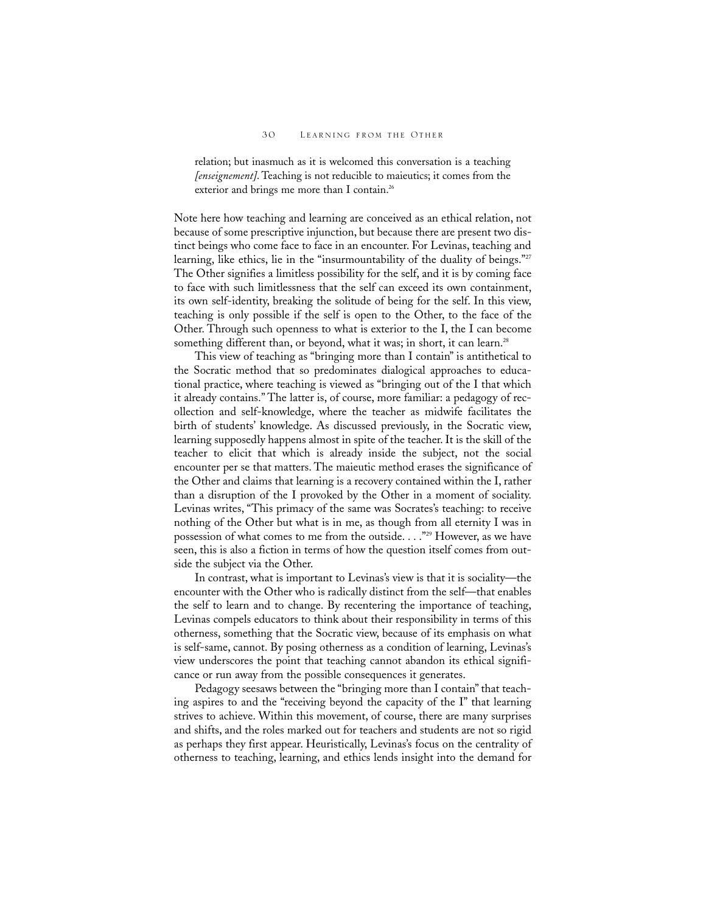> relation; but inasmuch as it is welcomed this conversation is a teaching *[enseignement]*. Teaching is not reducible to maieutics; it comes from the exterior and brings me more than I contain.[26]

Note here how teaching and learning are conceived as an ethical relation, not because of some prescriptive injunction, but because there are present two distinct beings who come face to face in an encounter. For Levinas, teaching and learning, like ethics, lie in the "insurmountability of the duality of beings."[27] The Other signifies a limitless possibility for the self, and it is by coming face to face with such limitlessness that the self can exceed its own containment, its own self-identity, breaking the solitude of being for the self. In this view, teaching is only possible if the self is open to the Other, to the face of the Other. Through such openness to what is exterior to the I, the I can become something different than, or beyond, what it was; in short, it can learn.[28]

This view of teaching as "bringing more than I contain" is antithetical to the Socratic method that so predominates dialogical approaches to educational practice, where teaching is viewed as "bringing out of the I that which it already contains." The latter is, of course, more familiar: a pedagogy of recollection and self-knowledge, where the teacher as midwife facilitates the birth of students' knowledge. As discussed previously, in the Socratic view, learning supposedly happens almost in spite of the teacher. It is the skill of the teacher to elicit that which is already inside the subject, not the social encounter per se that matters. The maieutic method erases the significance of the Other and claims that learning is a recovery contained within the I, rather than a disruption of the I provoked by the Other in a moment of sociality. Levinas writes, "This primacy of the same was Socrates's teaching: to receive nothing of the Other but what is in me, as though from all eternity I was in possession of what comes to me from the outside. . . ."[29] However, as we have seen, this is also a fiction in terms of how the question itself comes from outside the subject via the Other.

In contrast, what is important to Levinas's view is that it is sociality—the encounter with the Other who is radically distinct from the self—that enables the self to learn and to change. By recentering the importance of teaching, Levinas compels educators to think about their responsibility in terms of this otherness, something that the Socratic view, because of its emphasis on what is self-same, cannot. By posing otherness as a condition of learning, Levinas's view underscores the point that teaching cannot abandon its ethical significance or run away from the possible consequences it generates.

Pedagogy seesaws between the "bringing more than I contain" that teaching aspires to and the "receiving beyond the capacity of the I" that learning strives to achieve. Within this movement, of course, there are many surprises and shifts, and the roles marked out for teachers and students are not so rigid as perhaps they first appear. Heuristically, Levinas's focus on the centrality of otherness to teaching, learning, and ethics lends insight into the demand for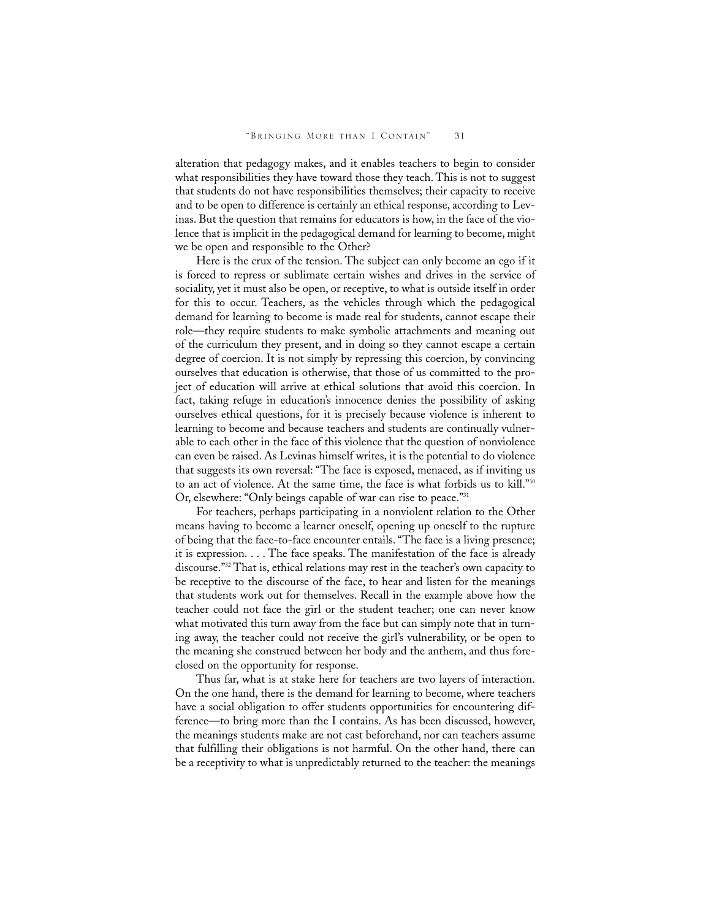alteration that pedagogy makes, and it enables teachers to begin to consider what responsibilities they have toward those they teach. This is not to suggest that students do not have responsibilities themselves; their capacity to receive and to be open to difference is certainly an ethical response, according to Levinas. But the question that remains for educators is how, in the face of the violence that is implicit in the pedagogical demand for learning to become, might we be open and responsible to the Other?

Here is the crux of the tension. The subject can only become an ego if it is forced to repress or sublimate certain wishes and drives in the service of sociality, yet it must also be open, or receptive, to what is outside itself in order for this to occur. Teachers, as the vehicles through which the pedagogical demand for learning to become is made real for students, cannot escape their role—they require students to make symbolic attachments and meaning out of the curriculum they present, and in doing so they cannot escape a certain degree of coercion. It is not simply by repressing this coercion, by convincing ourselves that education is otherwise, that those of us committed to the project of education will arrive at ethical solutions that avoid this coercion. In fact, taking refuge in education's innocence denies the possibility of asking ourselves ethical questions, for it is precisely because violence is inherent to learning to become and because teachers and students are continually vulnerable to each other in the face of this violence that the question of nonviolence can even be raised. As Levinas himself writes, it is the potential to do violence that suggests its own reversal: "The face is exposed, menaced, as if inviting us to an act of violence. At the same time, the face is what forbids us to kill."[30] Or, elsewhere: "Only beings capable of war can rise to peace."[31]

For teachers, perhaps participating in a nonviolent relation to the Other means having to become a learner oneself, opening up oneself to the rupture of being that the face-to-face encounter entails. "The face is a living presence; it is expression. . . . The face speaks. The manifestation of the face is already discourse."[32] That is, ethical relations may rest in the teacher's own capacity to be receptive to the discourse of the face, to hear and listen for the meanings that students work out for themselves. Recall in the example above how the teacher could not face the girl or the student teacher; one can never know what motivated this turn away from the face but can simply note that in turning away, the teacher could not receive the girl's vulnerability, or be open to the meaning she construed between her body and the anthem, and thus foreclosed on the opportunity for response.

Thus far, what is at stake here for teachers are two layers of interaction. On the one hand, there is the demand for learning to become, where teachers have a social obligation to offer students opportunities for encountering difference—to bring more than the I contains. As has been discussed, however, the meanings students make are not cast beforehand, nor can teachers assume that fulfilling their obligations is not harmful. On the other hand, there can be a receptivity to what is unpredictably returned to the teacher: the meanings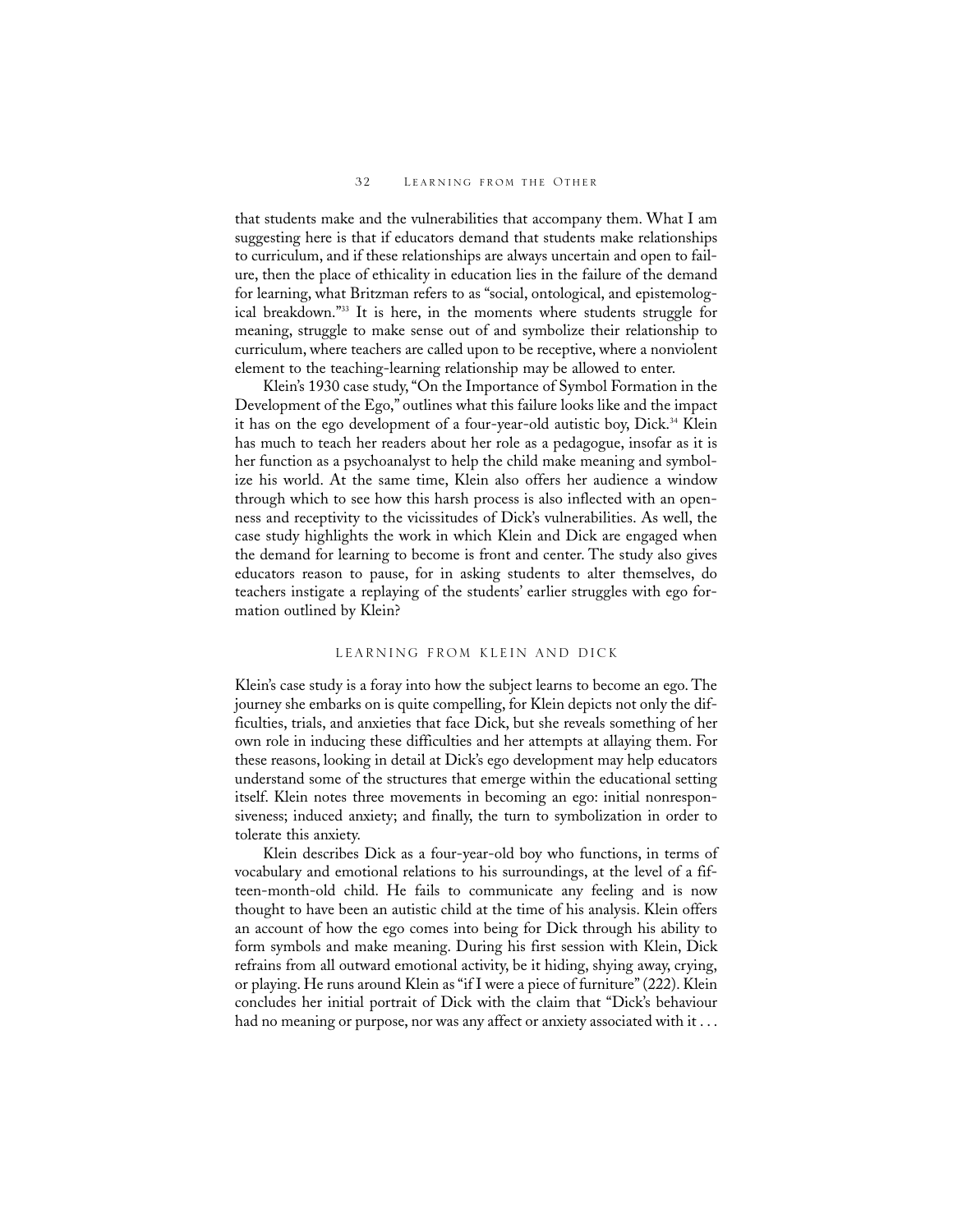that students make and the vulnerabilities that accompany them. What I am suggesting here is that if educators demand that students make relationships to curriculum, and if these relationships are always uncertain and open to failure, then the place of ethicality in education lies in the failure of the demand for learning, what Britzman refers to as "social, ontological, and epistemological breakdown."[33] It is here, in the moments where students struggle for meaning, struggle to make sense out of and symbolize their relationship to curriculum, where teachers are called upon to be receptive, where a nonviolent element to the teaching-learning relationship may be allowed to enter.

Klein's 1930 case study, "On the Importance of Symbol Formation in the Development of the Ego," outlines what this failure looks like and the impact it has on the ego development of a four-year-old autistic boy, Dick.[34] Klein has much to teach her readers about her role as a pedagogue, insofar as it is her function as a psychoanalyst to help the child make meaning and symbolize his world. At the same time, Klein also offers her audience a window through which to see how this harsh process is also inflected with an openness and receptivity to the vicissitudes of Dick's vulnerabilities. As well, the case study highlights the work in which Klein and Dick are engaged when the demand for learning to become is front and center. The study also gives educators reason to pause, for in asking students to alter themselves, do teachers instigate a replaying of the students' earlier struggles with ego formation outlined by Klein?

## LEARNING FROM KLEIN AND DICK

Klein's case study is a foray into how the subject learns to become an ego. The journey she embarks on is quite compelling, for Klein depicts not only the difficulties, trials, and anxieties that face Dick, but she reveals something of her own role in inducing these difficulties and her attempts at allaying them. For these reasons, looking in detail at Dick's ego development may help educators understand some of the structures that emerge within the educational setting itself. Klein notes three movements in becoming an ego: initial nonresponsiveness; induced anxiety; and finally, the turn to symbolization in order to tolerate this anxiety.

Klein describes Dick as a four-year-old boy who functions, in terms of vocabulary and emotional relations to his surroundings, at the level of a fifteen-month-old child. He fails to communicate any feeling and is now thought to have been an autistic child at the time of his analysis. Klein offers an account of how the ego comes into being for Dick through his ability to form symbols and make meaning. During his first session with Klein, Dick refrains from all outward emotional activity, be it hiding, shying away, crying, or playing. He runs around Klein as "if I were a piece of furniture" (222). Klein concludes her initial portrait of Dick with the claim that "Dick's behaviour had no meaning or purpose, nor was any affect or anxiety associated with it . . .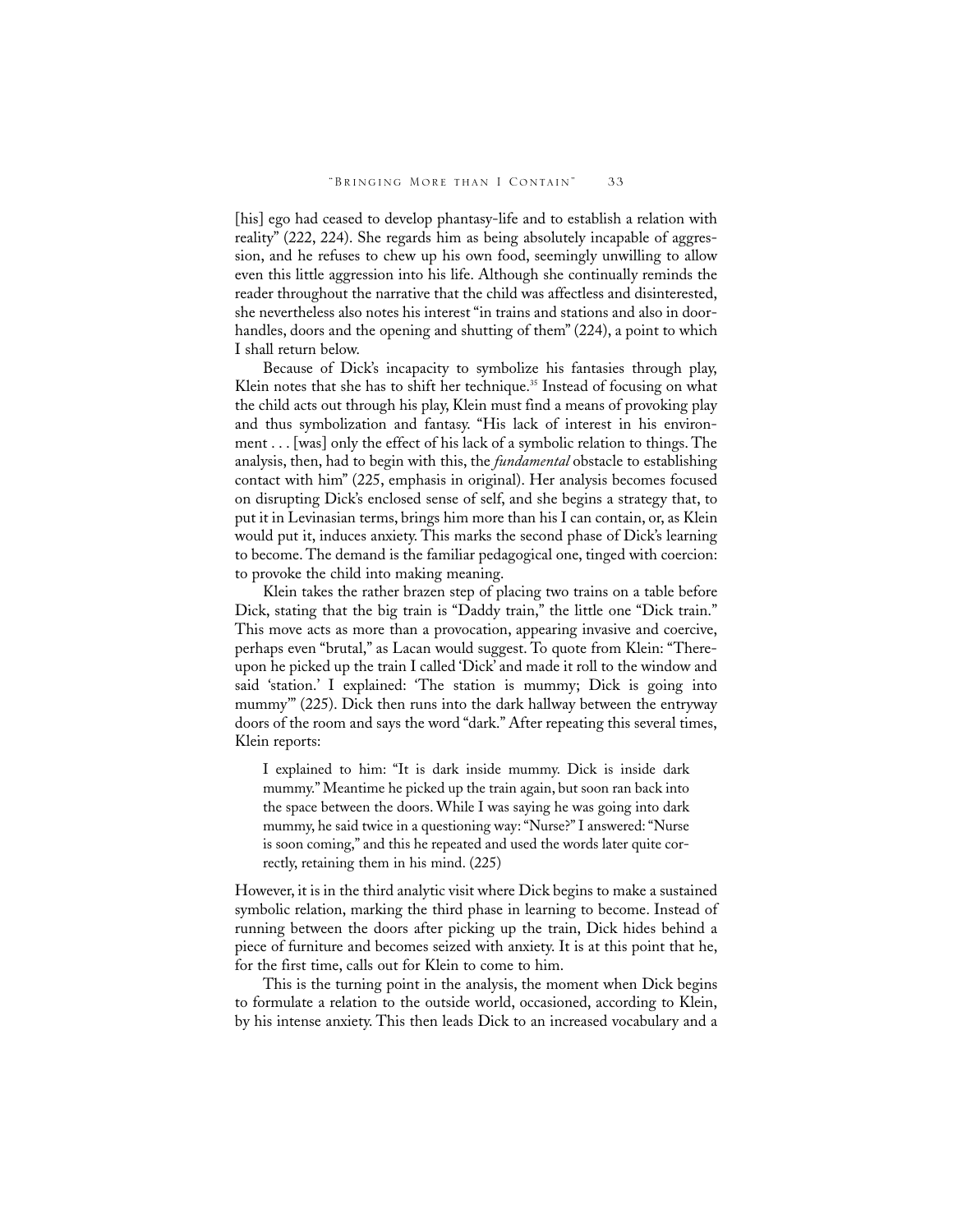[his] ego had ceased to develop phantasy-life and to establish a relation with reality" (222, 224). She regards him as being absolutely incapable of aggression, and he refuses to chew up his own food, seemingly unwilling to allow even this little aggression into his life. Although she continually reminds the reader throughout the narrative that the child was affectless and disinterested, she nevertheless also notes his interest "in trains and stations and also in door-handles, doors and the opening and shutting of them" (224), a point to which I shall return below.

Because of Dick's incapacity to symbolize his fantasies through play, Klein notes that she has to shift her technique.[35] Instead of focusing on what the child acts out through his play, Klein must find a means of provoking play and thus symbolization and fantasy. "His lack of interest in his environment . . . [was] only the effect of his lack of a symbolic relation to things. The analysis, then, had to begin with this, the *fundamental* obstacle to establishing contact with him" (225, emphasis in original). Her analysis becomes focused on disrupting Dick's enclosed sense of self, and she begins a strategy that, to put it in Levinasian terms, brings him more than his I can contain, or, as Klein would put it, induces anxiety. This marks the second phase of Dick's learning to become. The demand is the familiar pedagogical one, tinged with coercion: to provoke the child into making meaning.

Klein takes the rather brazen step of placing two trains on a table before Dick, stating that the big train is "Daddy train," the little one "Dick train." This move acts as more than a provocation, appearing invasive and coercive, perhaps even "brutal," as Lacan would suggest. To quote from Klein: "Thereupon he picked up the train I called 'Dick' and made it roll to the window and said 'station.' I explained: 'The station is mummy; Dick is going into mummy'" (225). Dick then runs into the dark hallway between the entryway doors of the room and says the word "dark." After repeating this several times, Klein reports:

> I explained to him: "It is dark inside mummy. Dick is inside dark mummy." Meantime he picked up the train again, but soon ran back into the space between the doors. While I was saying he was going into dark mummy, he said twice in a questioning way: "Nurse?" I answered: "Nurse is soon coming," and this he repeated and used the words later quite correctly, retaining them in his mind. (225)

However, it is in the third analytic visit where Dick begins to make a sustained symbolic relation, marking the third phase in learning to become. Instead of running between the doors after picking up the train, Dick hides behind a piece of furniture and becomes seized with anxiety. It is at this point that he, for the first time, calls out for Klein to come to him.

This is the turning point in the analysis, the moment when Dick begins to formulate a relation to the outside world, occasioned, according to Klein, by his intense anxiety. This then leads Dick to an increased vocabulary and a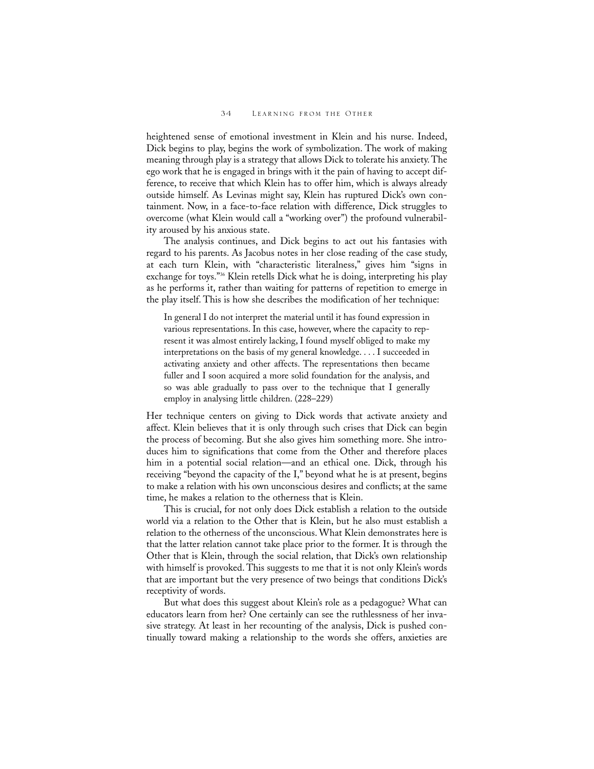heightened sense of emotional investment in Klein and his nurse. Indeed, Dick begins to play, begins the work of symbolization. The work of making meaning through play is a strategy that allows Dick to tolerate his anxiety. The ego work that he is engaged in brings with it the pain of having to accept difference, to receive that which Klein has to offer him, which is always already outside himself. As Levinas might say, Klein has ruptured Dick's own containment. Now, in a face-to-face relation with difference, Dick struggles to overcome (what Klein would call a "working over") the profound vulnerability aroused by his anxious state.

The analysis continues, and Dick begins to act out his fantasies with regard to his parents. As Jacobus notes in her close reading of the case study, at each turn Klein, with "characteristic literalness," gives him "signs in exchange for toys."[36] Klein retells Dick what he is doing, interpreting his play as he performs it, rather than waiting for patterns of repetition to emerge in the play itself. This is how she describes the modification of her technique:

> In general I do not interpret the material until it has found expression in various representations. In this case, however, where the capacity to represent it was almost entirely lacking, I found myself obliged to make my interpretations on the basis of my general knowledge. . . . I succeeded in activating anxiety and other affects. The representations then became fuller and I soon acquired a more solid foundation for the analysis, and so was able gradually to pass over to the technique that I generally employ in analysing little children. (228–229)

Her technique centers on giving to Dick words that activate anxiety and affect. Klein believes that it is only through such crises that Dick can begin the process of becoming. But she also gives him something more. She introduces him to significations that come from the Other and therefore places him in a potential social relation—and an ethical one. Dick, through his receiving "beyond the capacity of the I," beyond what he is at present, begins to make a relation with his own unconscious desires and conflicts; at the same time, he makes a relation to the otherness that is Klein.

This is crucial, for not only does Dick establish a relation to the outside world via a relation to the Other that is Klein, but he also must establish a relation to the otherness of the unconscious. What Klein demonstrates here is that the latter relation cannot take place prior to the former. It is through the Other that is Klein, through the social relation, that Dick's own relationship with himself is provoked. This suggests to me that it is not only Klein's words that are important but the very presence of two beings that conditions Dick's receptivity of words.

But what does this suggest about Klein's role as a pedagogue? What can educators learn from her? One certainly can see the ruthlessness of her invasive strategy. At least in her recounting of the analysis, Dick is pushed continually toward making a relationship to the words she offers, anxieties are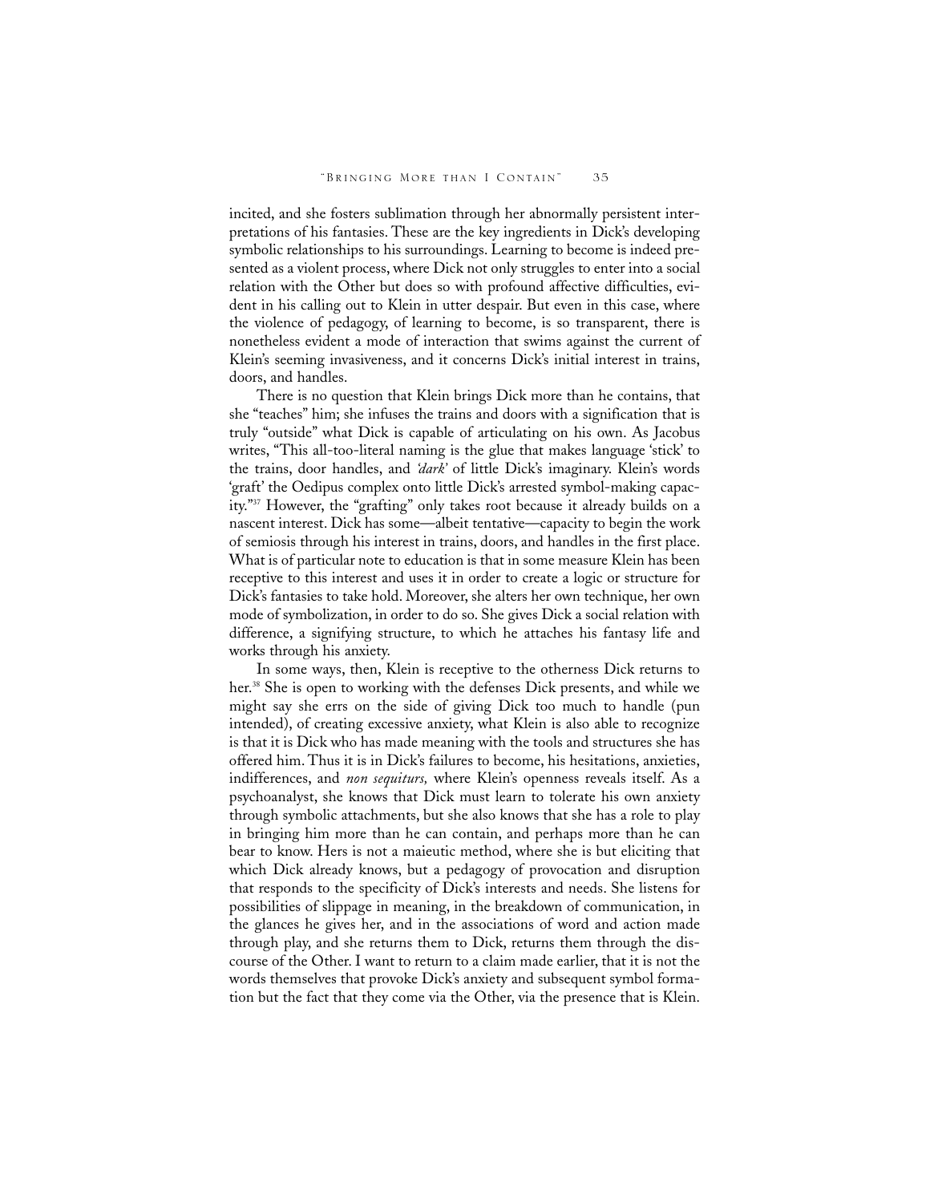incited, and she fosters sublimation through her abnormally persistent interpretations of his fantasies. These are the key ingredients in Dick's developing symbolic relationships to his surroundings. Learning to become is indeed presented as a violent process, where Dick not only struggles to enter into a social relation with the Other but does so with profound affective difficulties, evident in his calling out to Klein in utter despair. But even in this case, where the violence of pedagogy, of learning to become, is so transparent, there is nonetheless evident a mode of interaction that swims against the current of Klein's seeming invasiveness, and it concerns Dick's initial interest in trains, doors, and handles.

There is no question that Klein brings Dick more than he contains, that she "teaches" him; she infuses the trains and doors with a signification that is truly "outside" what Dick is capable of articulating on his own. As Jacobus writes, "This all-too-literal naming is the glue that makes language 'stick' to the trains, door handles, and *'dark'* of little Dick's imaginary. Klein's words 'graft' the Oedipus complex onto little Dick's arrested symbol-making capacity."[37] However, the "grafting" only takes root because it already builds on a nascent interest. Dick has some—albeit tentative—capacity to begin the work of semiosis through his interest in trains, doors, and handles in the first place. What is of particular note to education is that in some measure Klein has been receptive to this interest and uses it in order to create a logic or structure for Dick's fantasies to take hold. Moreover, she alters her own technique, her own mode of symbolization, in order to do so. She gives Dick a social relation with difference, a signifying structure, to which he attaches his fantasy life and works through his anxiety.

In some ways, then, Klein is receptive to the otherness Dick returns to her.[38] She is open to working with the defenses Dick presents, and while we might say she errs on the side of giving Dick too much to handle (pun intended), of creating excessive anxiety, what Klein is also able to recognize is that it is Dick who has made meaning with the tools and structures she has offered him. Thus it is in Dick's failures to become, his hesitations, anxieties, indifferences, and *non sequiturs,* where Klein's openness reveals itself. As a psychoanalyst, she knows that Dick must learn to tolerate his own anxiety through symbolic attachments, but she also knows that she has a role to play in bringing him more than he can contain, and perhaps more than he can bear to know. Hers is not a maieutic method, where she is but eliciting that which Dick already knows, but a pedagogy of provocation and disruption that responds to the specificity of Dick's interests and needs. She listens for possibilities of slippage in meaning, in the breakdown of communication, in the glances he gives her, and in the associations of word and action made through play, and she returns them to Dick, returns them through the discourse of the Other. I want to return to a claim made earlier, that it is not the words themselves that provoke Dick's anxiety and subsequent symbol formation but the fact that they come via the Other, via the presence that is Klein.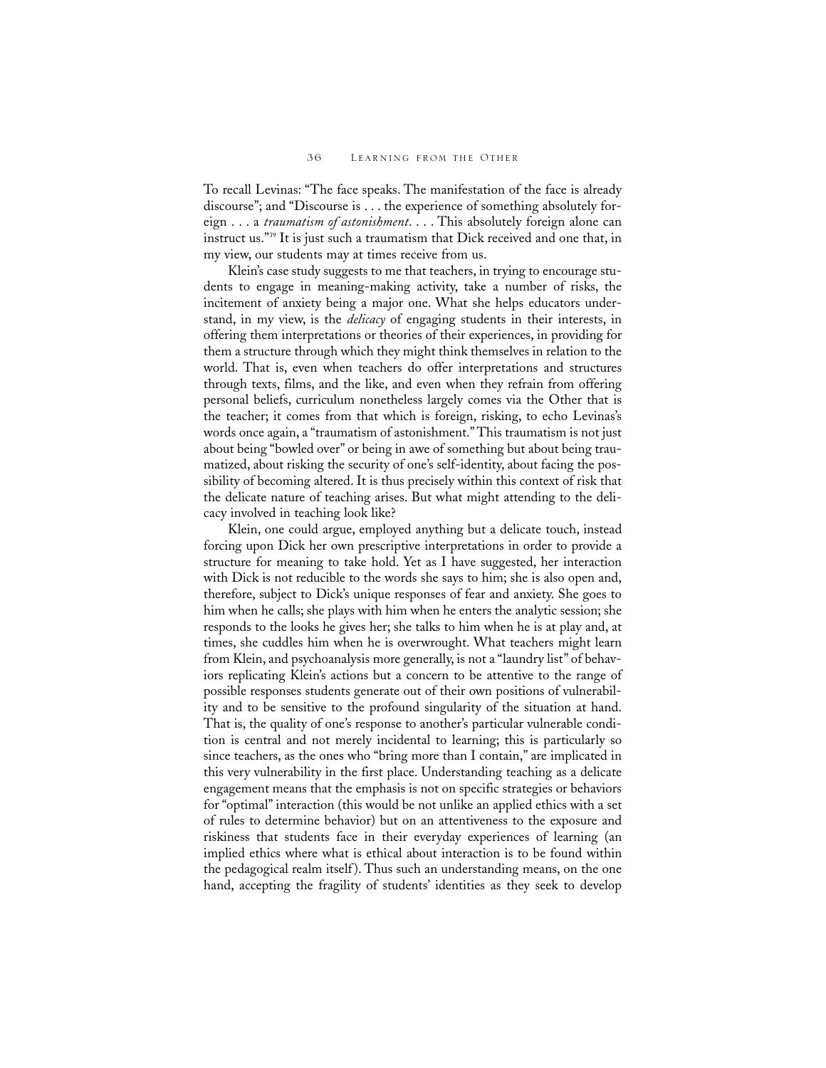To recall Levinas: "The face speaks. The manifestation of the face is already discourse"; and "Discourse is . . . the experience of something absolutely foreign . . . a *traumatism of astonishment*. . . . This absolutely foreign alone can instruct us."[39] It is just such a traumatism that Dick received and one that, in my view, our students may at times receive from us.

Klein's case study suggests to me that teachers, in trying to encourage students to engage in meaning-making activity, take a number of risks, the incitement of anxiety being a major one. What she helps educators understand, in my view, is the *delicacy* of engaging students in their interests, in offering them interpretations or theories of their experiences, in providing for them a structure through which they might think themselves in relation to the world. That is, even when teachers do offer interpretations and structures through texts, films, and the like, and even when they refrain from offering personal beliefs, curriculum nonetheless largely comes via the Other that is the teacher; it comes from that which is foreign, risking, to echo Levinas's words once again, a "traumatism of astonishment." This traumatism is not just about being "bowled over" or being in awe of something but about being traumatized, about risking the security of one's self-identity, about facing the possibility of becoming altered. It is thus precisely within this context of risk that the delicate nature of teaching arises. But what might attending to the delicacy involved in teaching look like?

Klein, one could argue, employed anything but a delicate touch, instead forcing upon Dick her own prescriptive interpretations in order to provide a structure for meaning to take hold. Yet as I have suggested, her interaction with Dick is not reducible to the words she says to him; she is also open and, therefore, subject to Dick's unique responses of fear and anxiety. She goes to him when he calls; she plays with him when he enters the analytic session; she responds to the looks he gives her; she talks to him when he is at play and, at times, she cuddles him when he is overwrought. What teachers might learn from Klein, and psychoanalysis more generally, is not a "laundry list" of behaviors replicating Klein's actions but a concern to be attentive to the range of possible responses students generate out of their own positions of vulnerability and to be sensitive to the profound singularity of the situation at hand. That is, the quality of one's response to another's particular vulnerable condition is central and not merely incidental to learning; this is particularly so since teachers, as the ones who "bring more than I contain," are implicated in this very vulnerability in the first place. Understanding teaching as a delicate engagement means that the emphasis is not on specific strategies or behaviors for "optimal" interaction (this would be not unlike an applied ethics with a set of rules to determine behavior) but on an attentiveness to the exposure and riskiness that students face in their everyday experiences of learning (an implied ethics where what is ethical about interaction is to be found within the pedagogical realm itself). Thus such an understanding means, on the one hand, accepting the fragility of students' identities as they seek to develop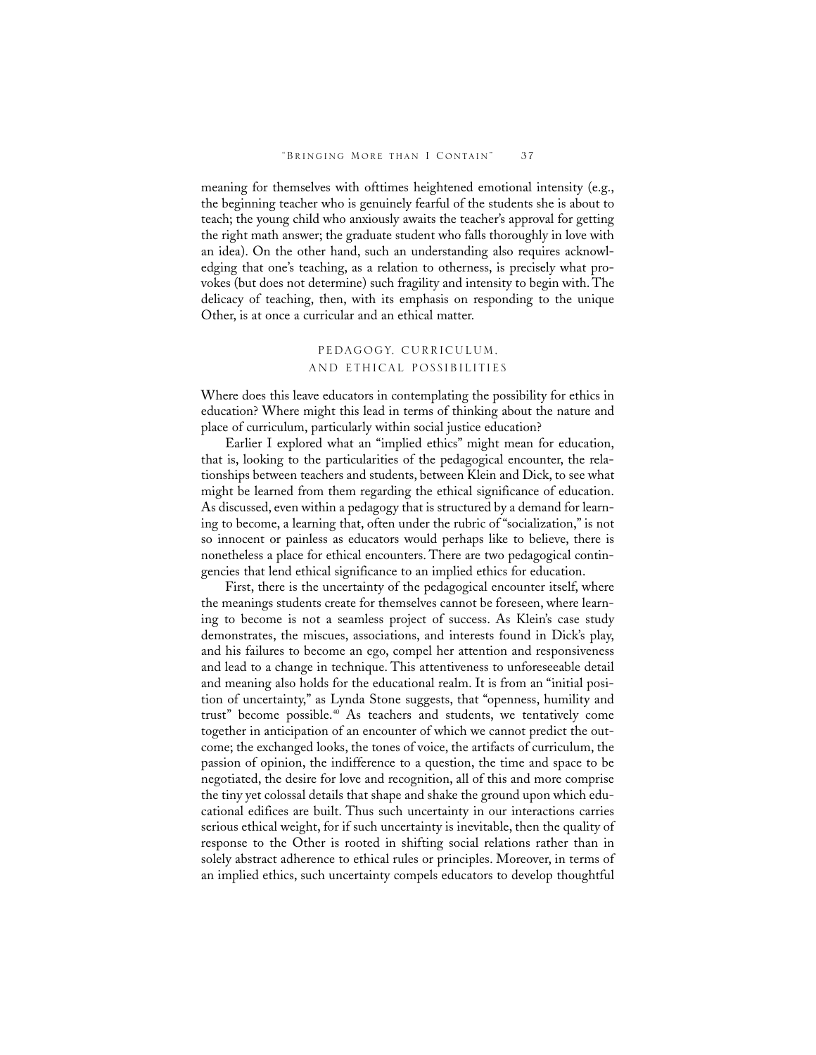meaning for themselves with ofttimes heightened emotional intensity (e.g., the beginning teacher who is genuinely fearful of the students she is about to teach; the young child who anxiously awaits the teacher's approval for getting the right math answer; the graduate student who falls thoroughly in love with an idea). On the other hand, such an understanding also requires acknowledging that one's teaching, as a relation to otherness, is precisely what provokes (but does not determine) such fragility and intensity to begin with. The delicacy of teaching, then, with its emphasis on responding to the unique Other, is at once a curricular and an ethical matter.

## PEDAGOGY, CURRICULUM, AND ETHICAL POSSIBILITIES

Where does this leave educators in contemplating the possibility for ethics in education? Where might this lead in terms of thinking about the nature and place of curriculum, particularly within social justice education?

Earlier I explored what an "implied ethics" might mean for education, that is, looking to the particularities of the pedagogical encounter, the relationships between teachers and students, between Klein and Dick, to see what might be learned from them regarding the ethical significance of education. As discussed, even within a pedagogy that is structured by a demand for learning to become, a learning that, often under the rubric of "socialization," is not so innocent or painless as educators would perhaps like to believe, there is nonetheless a place for ethical encounters. There are two pedagogical contingencies that lend ethical significance to an implied ethics for education.

First, there is the uncertainty of the pedagogical encounter itself, where the meanings students create for themselves cannot be foreseen, where learning to become is not a seamless project of success. As Klein's case study demonstrates, the miscues, associations, and interests found in Dick's play, and his failures to become an ego, compel her attention and responsiveness and lead to a change in technique. This attentiveness to unforeseeable detail and meaning also holds for the educational realm. It is from an "initial position of uncertainty," as Lynda Stone suggests, that "openness, humility and trust" become possible.[40] As teachers and students, we tentatively come together in anticipation of an encounter of which we cannot predict the outcome; the exchanged looks, the tones of voice, the artifacts of curriculum, the passion of opinion, the indifference to a question, the time and space to be negotiated, the desire for love and recognition, all of this and more comprise the tiny yet colossal details that shape and shake the ground upon which educational edifices are built. Thus such uncertainty in our interactions carries serious ethical weight, for if such uncertainty is inevitable, then the quality of response to the Other is rooted in shifting social relations rather than in solely abstract adherence to ethical rules or principles. Moreover, in terms of an implied ethics, such uncertainty compels educators to develop thoughtful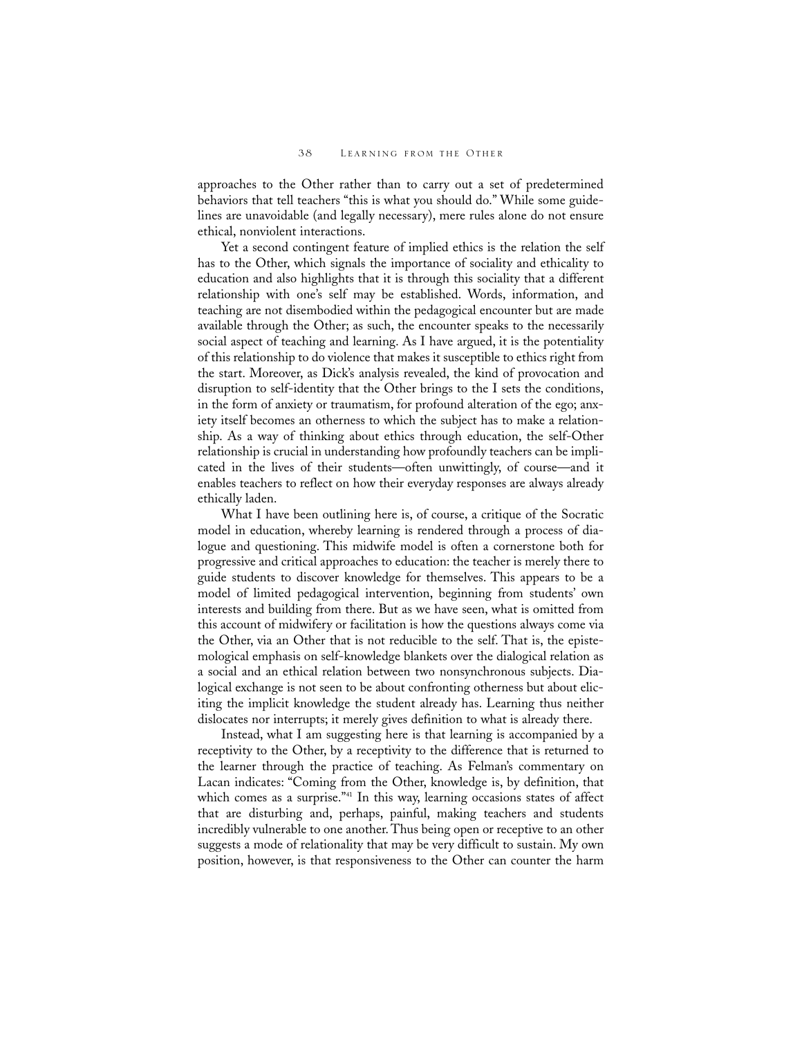approaches to the Other rather than to carry out a set of predetermined behaviors that tell teachers "this is what you should do." While some guidelines are unavoidable (and legally necessary), mere rules alone do not ensure ethical, nonviolent interactions.

Yet a second contingent feature of implied ethics is the relation the self has to the Other, which signals the importance of sociality and ethicality to education and also highlights that it is through this sociality that a different relationship with one's self may be established. Words, information, and teaching are not disembodied within the pedagogical encounter but are made available through the Other; as such, the encounter speaks to the necessarily social aspect of teaching and learning. As I have argued, it is the potentiality of this relationship to do violence that makes it susceptible to ethics right from the start. Moreover, as Dick's analysis revealed, the kind of provocation and disruption to self-identity that the Other brings to the I sets the conditions, in the form of anxiety or traumatism, for profound alteration of the ego; anxiety itself becomes an otherness to which the subject has to make a relationship. As a way of thinking about ethics through education, the self-Other relationship is crucial in understanding how profoundly teachers can be implicated in the lives of their students—often unwittingly, of course—and it enables teachers to reflect on how their everyday responses are always already ethically laden.

What I have been outlining here is, of course, a critique of the Socratic model in education, whereby learning is rendered through a process of dialogue and questioning. This midwife model is often a cornerstone both for progressive and critical approaches to education: the teacher is merely there to guide students to discover knowledge for themselves. This appears to be a model of limited pedagogical intervention, beginning from students' own interests and building from there. But as we have seen, what is omitted from this account of midwifery or facilitation is how the questions always come via the Other, via an Other that is not reducible to the self. That is, the epistemological emphasis on self-knowledge blankets over the dialogical relation as a social and an ethical relation between two nonsynchronous subjects. Dialogical exchange is not seen to be about confronting otherness but about eliciting the implicit knowledge the student already has. Learning thus neither dislocates nor interrupts; it merely gives definition to what is already there.

Instead, what I am suggesting here is that learning is accompanied by a receptivity to the Other, by a receptivity to the difference that is returned to the learner through the practice of teaching. As Felman's commentary on Lacan indicates: "Coming from the Other, knowledge is, by definition, that which comes as a surprise."[41] In this way, learning occasions states of affect that are disturbing and, perhaps, painful, making teachers and students incredibly vulnerable to one another. Thus being open or receptive to an other suggests a mode of relationality that may be very difficult to sustain. My own position, however, is that responsiveness to the Other can counter the harm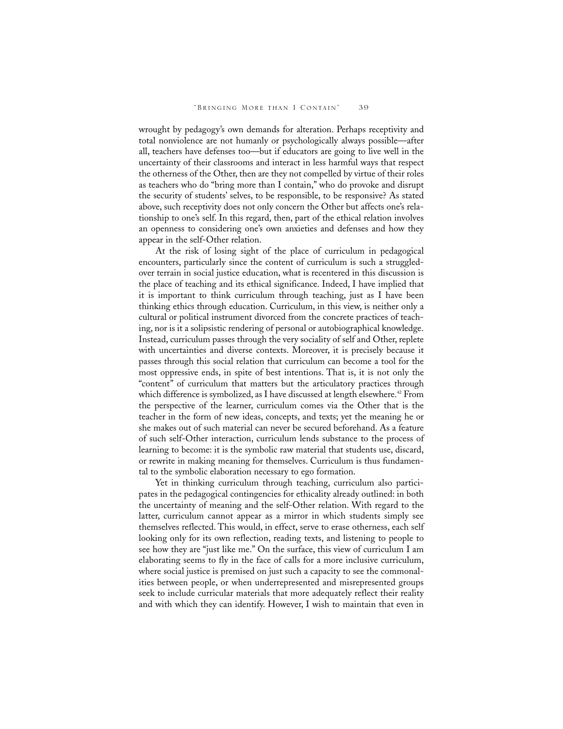wrought by pedagogy's own demands for alteration. Perhaps receptivity and total nonviolence are not humanly or psychologically always possible—after all, teachers have defenses too—but if educators are going to live well in the uncertainty of their classrooms and interact in less harmful ways that respect the otherness of the Other, then are they not compelled by virtue of their roles as teachers who do "bring more than I contain," who do provoke and disrupt the security of students' selves, to be responsible, to be responsive? As stated above, such receptivity does not only concern the Other but affects one's relationship to one's self. In this regard, then, part of the ethical relation involves an openness to considering one's own anxieties and defenses and how they appear in the self-Other relation.

At the risk of losing sight of the place of curriculum in pedagogical encounters, particularly since the content of curriculum is such a struggled-over terrain in social justice education, what is recentered in this discussion is the place of teaching and its ethical significance. Indeed, I have implied that it is important to think curriculum through teaching, just as I have been thinking ethics through education. Curriculum, in this view, is neither only a cultural or political instrument divorced from the concrete practices of teaching, nor is it a solipsistic rendering of personal or autobiographical knowledge. Instead, curriculum passes through the very sociality of self and Other, replete with uncertainties and diverse contexts. Moreover, it is precisely because it passes through this social relation that curriculum can become a tool for the most oppressive ends, in spite of best intentions. That is, it is not only the "content" of curriculum that matters but the articulatory practices through which difference is symbolized, as I have discussed at length elsewhere.[42] From the perspective of the learner, curriculum comes via the Other that is the teacher in the form of new ideas, concepts, and texts; yet the meaning he or she makes out of such material can never be secured beforehand. As a feature of such self-Other interaction, curriculum lends substance to the process of learning to become: it is the symbolic raw material that students use, discard, or rewrite in making meaning for themselves. Curriculum is thus fundamental to the symbolic elaboration necessary to ego formation.

Yet in thinking curriculum through teaching, curriculum also participates in the pedagogical contingencies for ethicality already outlined: in both the uncertainty of meaning and the self-Other relation. With regard to the latter, curriculum cannot appear as a mirror in which students simply see themselves reflected. This would, in effect, serve to erase otherness, each self looking only for its own reflection, reading texts, and listening to people to see how they are "just like me." On the surface, this view of curriculum I am elaborating seems to fly in the face of calls for a more inclusive curriculum, where social justice is premised on just such a capacity to see the commonalities between people, or when underrepresented and misrepresented groups seek to include curricular materials that more adequately reflect their reality and with which they can identify. However, I wish to maintain that even in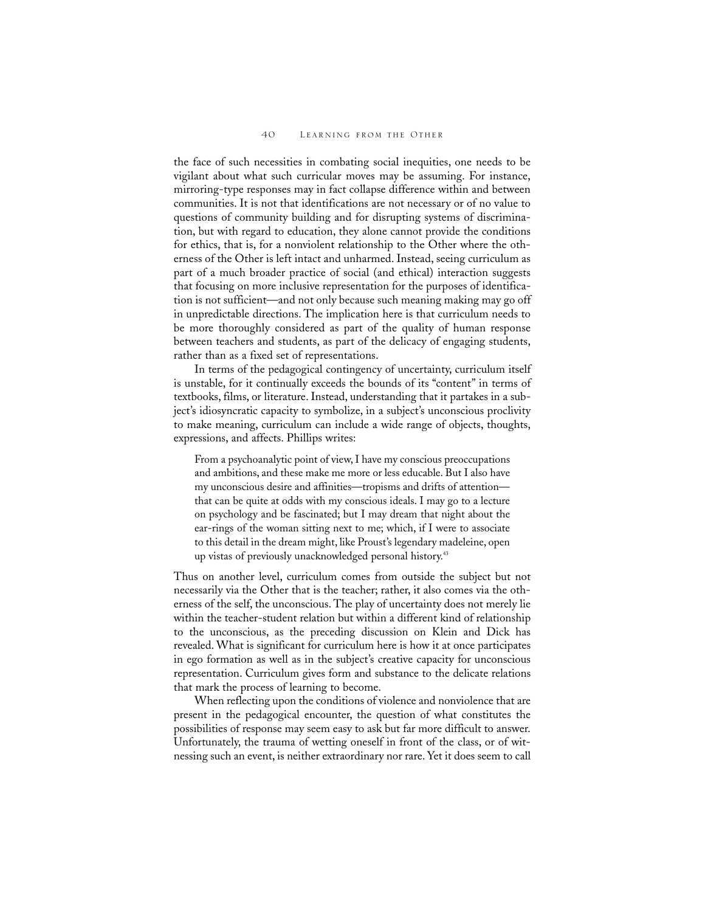the face of such necessities in combating social inequities, one needs to be vigilant about what such curricular moves may be assuming. For instance, mirroring-type responses may in fact collapse difference within and between communities. It is not that identifications are not necessary or of no value to questions of community building and for disrupting systems of discrimination, but with regard to education, they alone cannot provide the conditions for ethics, that is, for a nonviolent relationship to the Other where the otherness of the Other is left intact and unharmed. Instead, seeing curriculum as part of a much broader practice of social (and ethical) interaction suggests that focusing on more inclusive representation for the purposes of identification is not sufficient—and not only because such meaning making may go off in unpredictable directions. The implication here is that curriculum needs to be more thoroughly considered as part of the quality of human response between teachers and students, as part of the delicacy of engaging students, rather than as a fixed set of representations.

In terms of the pedagogical contingency of uncertainty, curriculum itself is unstable, for it continually exceeds the bounds of its "content" in terms of textbooks, films, or literature. Instead, understanding that it partakes in a subject's idiosyncratic capacity to symbolize, in a subject's unconscious proclivity to make meaning, curriculum can include a wide range of objects, thoughts, expressions, and affects. Phillips writes:

> From a psychoanalytic point of view, I have my conscious preoccupations and ambitions, and these make me more or less educable. But I also have my unconscious desire and affinities—tropisms and drifts of attention—that can be quite at odds with my conscious ideals. I may go to a lecture on psychology and be fascinated; but I may dream that night about the ear-rings of the woman sitting next to me; which, if I were to associate to this detail in the dream might, like Proust's legendary madeleine, open up vistas of previously unacknowledged personal history.[43]

Thus on another level, curriculum comes from outside the subject but not necessarily via the Other that is the teacher; rather, it also comes via the otherness of the self, the unconscious. The play of uncertainty does not merely lie within the teacher-student relation but within a different kind of relationship to the unconscious, as the preceding discussion on Klein and Dick has revealed. What is significant for curriculum here is how it at once participates in ego formation as well as in the subject's creative capacity for unconscious representation. Curriculum gives form and substance to the delicate relations that mark the process of learning to become.

When reflecting upon the conditions of violence and nonviolence that are present in the pedagogical encounter, the question of what constitutes the possibilities of response may seem easy to ask but far more difficult to answer. Unfortunately, the trauma of wetting oneself in front of the class, or of witnessing such an event, is neither extraordinary nor rare. Yet it does seem to call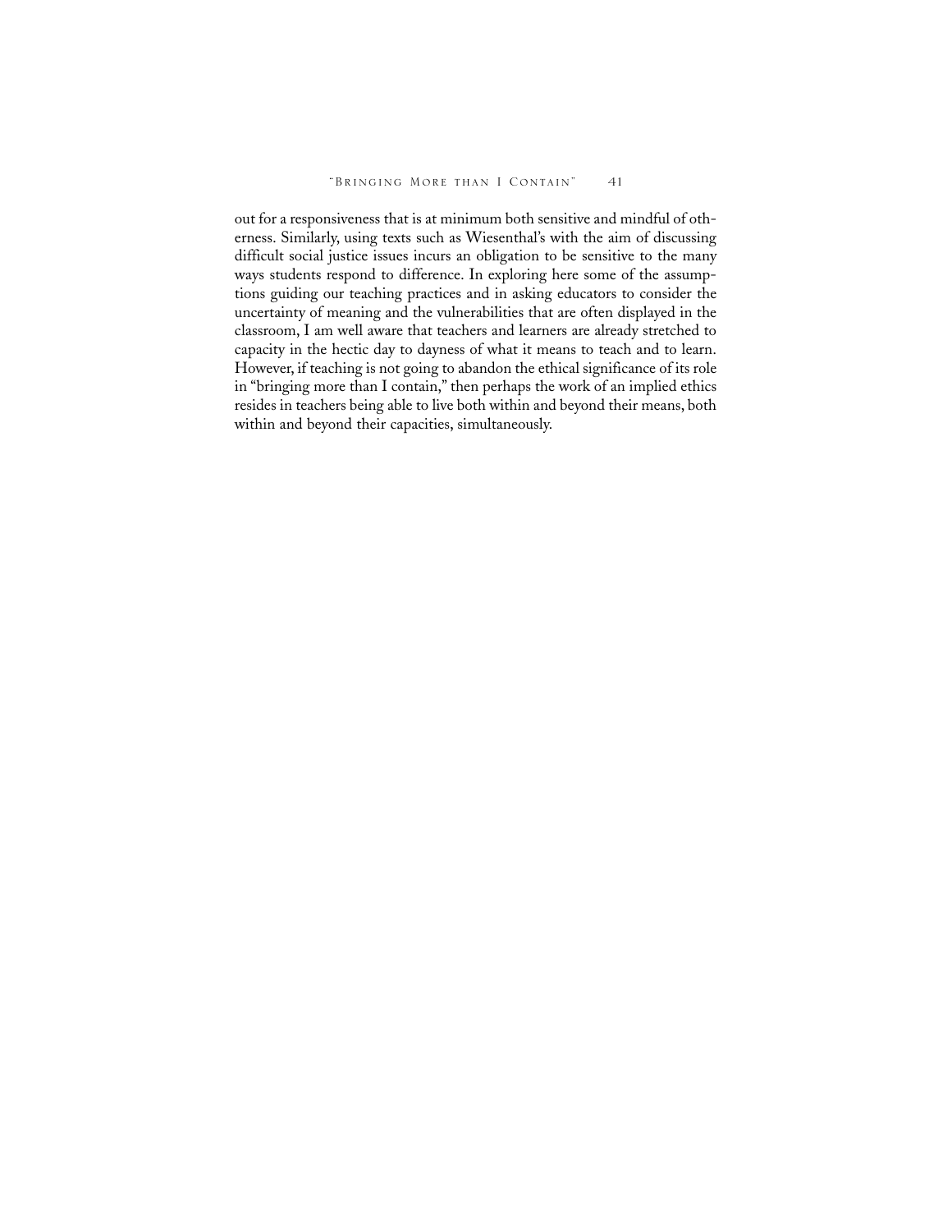out for a responsiveness that is at minimum both sensitive and mindful of otherness. Similarly, using texts such as Wiesenthal's with the aim of discussing difficult social justice issues incurs an obligation to be sensitive to the many ways students respond to difference. In exploring here some of the assumptions guiding our teaching practices and in asking educators to consider the uncertainty of meaning and the vulnerabilities that are often displayed in the classroom, I am well aware that teachers and learners are already stretched to capacity in the hectic day to dayness of what it means to teach and to learn. However, if teaching is not going to abandon the ethical significance of its role in "bringing more than I contain," then perhaps the work of an implied ethics resides in teachers being able to live both within and beyond their means, both within and beyond their capacities, simultaneously.